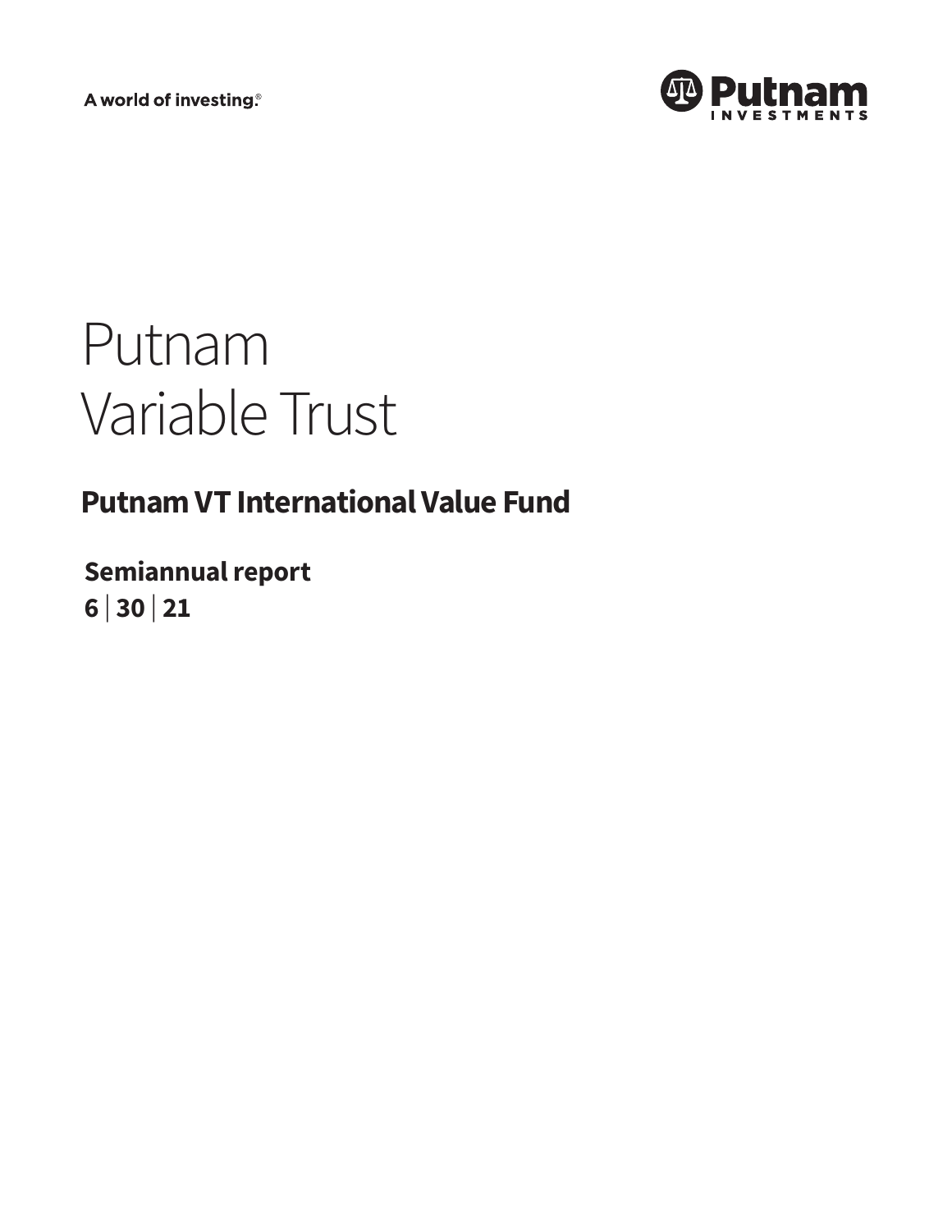A world of investing.®

Putnam INVESTMENTS

# Putnam Variable Trust

## Putnam VT International Value Fund

**Semiannual report**
**6 | 30 | 21**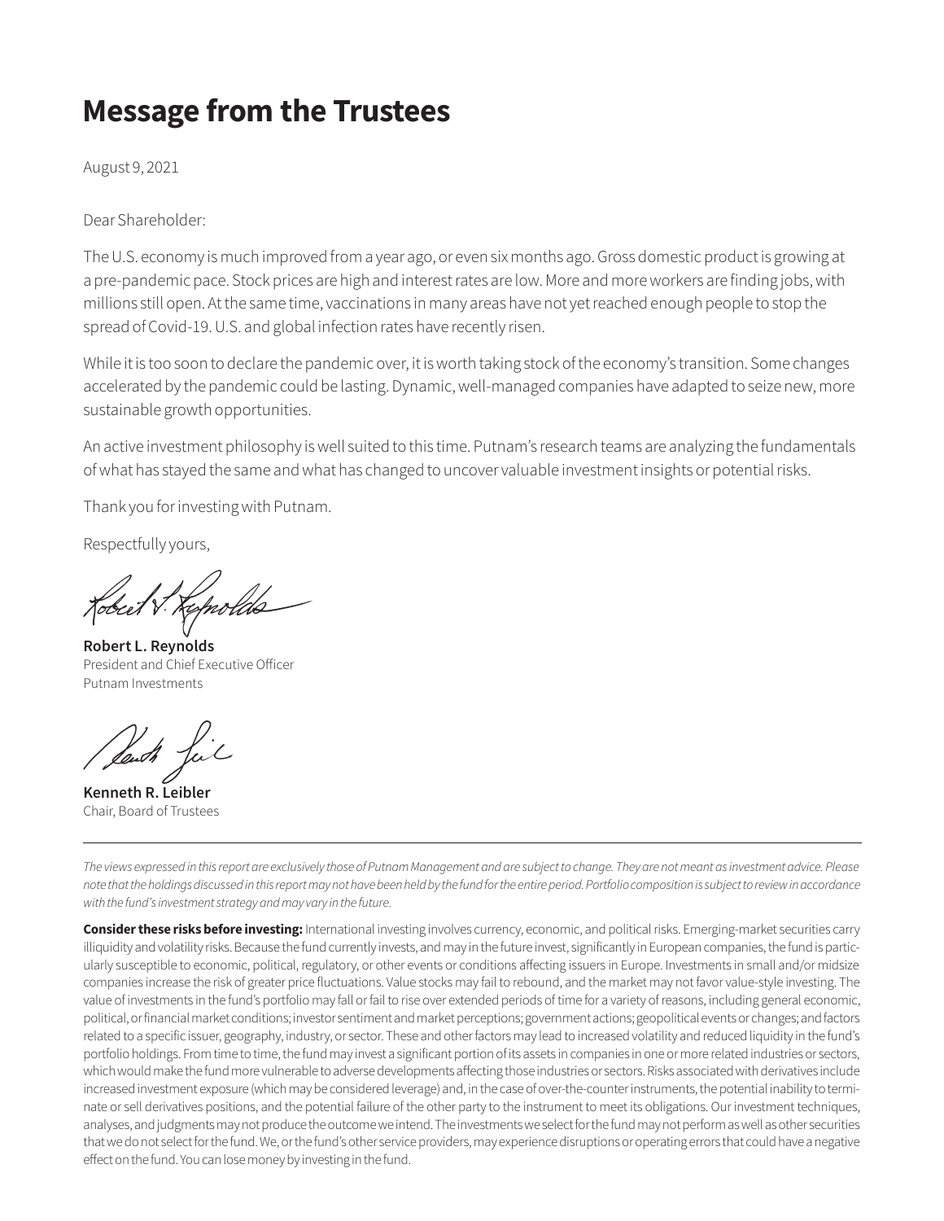# Message from the Trustees

August 9, 2021

Dear Shareholder:

The U.S. economy is much improved from a year ago, or even six months ago. Gross domestic product is growing at a pre-pandemic pace. Stock prices are high and interest rates are low. More and more workers are finding jobs, with millions still open. At the same time, vaccinations in many areas have not yet reached enough people to stop the spread of Covid-19. U.S. and global infection rates have recently risen.

While it is too soon to declare the pandemic over, it is worth taking stock of the economy's transition. Some changes accelerated by the pandemic could be lasting. Dynamic, well-managed companies have adapted to seize new, more sustainable growth opportunities.

An active investment philosophy is well suited to this time. Putnam's research teams are analyzing the fundamentals of what has stayed the same and what has changed to uncover valuable investment insights or potential risks.

Thank you for investing with Putnam.

Respectfully yours,

**Robert L. Reynolds**
President and Chief Executive Officer
Putnam Investments

**Kenneth R. Leibler**
Chair, Board of Trustees

---

*The views expressed in this report are exclusively those of Putnam Management and are subject to change. They are not meant as investment advice. Please note that the holdings discussed in this report may not have been held by the fund for the entire period. Portfolio composition is subject to review in accordance with the fund's investment strategy and may vary in the future.*

**Consider these risks before investing:** International investing involves currency, economic, and political risks. Emerging-market securities carry illiquidity and volatility risks. Because the fund currently invests, and may in the future invest, significantly in European companies, the fund is particularly susceptible to economic, political, regulatory, or other events or conditions affecting issuers in Europe. Investments in small and/or midsize companies increase the risk of greater price fluctuations. Value stocks may fail to rebound, and the market may not favor value-style investing. The value of investments in the fund's portfolio may fall or fail to rise over extended periods of time for a variety of reasons, including general economic, political, or financial market conditions; investor sentiment and market perceptions; government actions; geopolitical events or changes; and factors related to a specific issuer, geography, industry, or sector. These and other factors may lead to increased volatility and reduced liquidity in the fund's portfolio holdings. From time to time, the fund may invest a significant portion of its assets in companies in one or more related industries or sectors, which would make the fund more vulnerable to adverse developments affecting those industries or sectors. Risks associated with derivatives include increased investment exposure (which may be considered leverage) and, in the case of over-the-counter instruments, the potential inability to terminate or sell derivatives positions, and the potential failure of the other party to the instrument to meet its obligations. Our investment techniques, analyses, and judgments may not produce the outcome we intend. The investments we select for the fund may not perform as well as other securities that we do not select for the fund. We, or the fund's other service providers, may experience disruptions or operating errors that could have a negative effect on the fund. You can lose money by investing in the fund.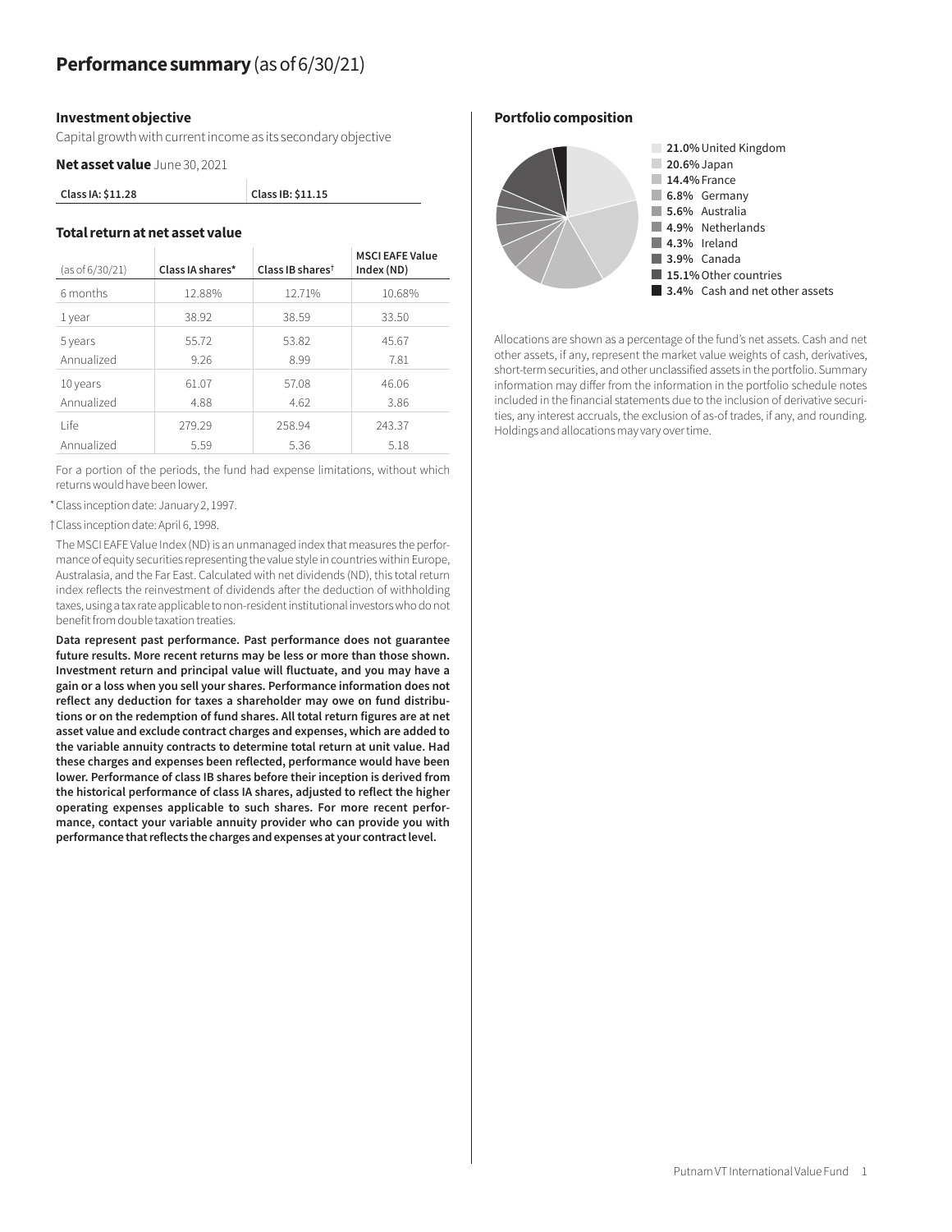# Performance summary (as of 6/30/21)

### Investment objective

Capital growth with current income as its secondary objective

**Net asset value** June 30, 2021

| Class IA: $11.28 | Class IB: $11.15 |
|---|---|

### Total return at net asset value

| (as of 6/30/21) | Class IA shares* | Class IB shares† | MSCI EAFE Value Index (ND) |
|---|---|---|---|
| 6 months | 12.88% | 12.71% | 10.68% |
| 1 year | 38.92 | 38.59 | 33.50 |
| 5 years | 55.72 | 53.82 | 45.67 |
| Annualized | 9.26 | 8.99 | 7.81 |
| 10 years | 61.07 | 57.08 | 46.06 |
| Annualized | 4.88 | 4.62 | 3.86 |
| Life | 279.29 | 258.94 | 243.37 |
| Annualized | 5.59 | 5.36 | 5.18 |

For a portion of the periods, the fund had expense limitations, without which returns would have been lower.

* Class inception date: January 2, 1997.

† Class inception date: April 6, 1998.

The MSCI EAFE Value Index (ND) is an unmanaged index that measures the performance of equity securities representing the value style in countries within Europe, Australasia, and the Far East. Calculated with net dividends (ND), this total return index reflects the reinvestment of dividends after the deduction of withholding taxes, using a tax rate applicable to non-resident institutional investors who do not benefit from double taxation treaties.

**Data represent past performance. Past performance does not guarantee future results. More recent returns may be less or more than those shown. Investment return and principal value will fluctuate, and you may have a gain or a loss when you sell your shares. Performance information does not reflect any deduction for taxes a shareholder may owe on fund distributions or on the redemption of fund shares. All total return figures are at net asset value and exclude contract charges and expenses, which are added to the variable annuity contracts to determine total return at unit value. Had these charges and expenses been reflected, performance would have been lower. Performance of class IB shares before their inception is derived from the historical performance of class IA shares, adjusted to reflect the higher operating expenses applicable to such shares. For more recent performance, contact your variable annuity provider who can provide you with performance that reflects the charges and expenses at your contract level.**

### Portfolio composition

- **21.0%** United Kingdom
- **20.6%** Japan
- **14.4%** France
- **6.8%** Germany
- **5.6%** Australia
- **4.9%** Netherlands
- **4.3%** Ireland
- **3.9%** Canada
- **15.1%** Other countries
- **3.4%** Cash and net other assets

Allocations are shown as a percentage of the fund's net assets. Cash and net other assets, if any, represent the market value weights of cash, derivatives, short-term securities, and other unclassified assets in the portfolio. Summary information may differ from the information in the portfolio schedule notes included in the financial statements due to the inclusion of derivative securities, any interest accruals, the exclusion of as-of trades, if any, and rounding. Holdings and allocations may vary over time.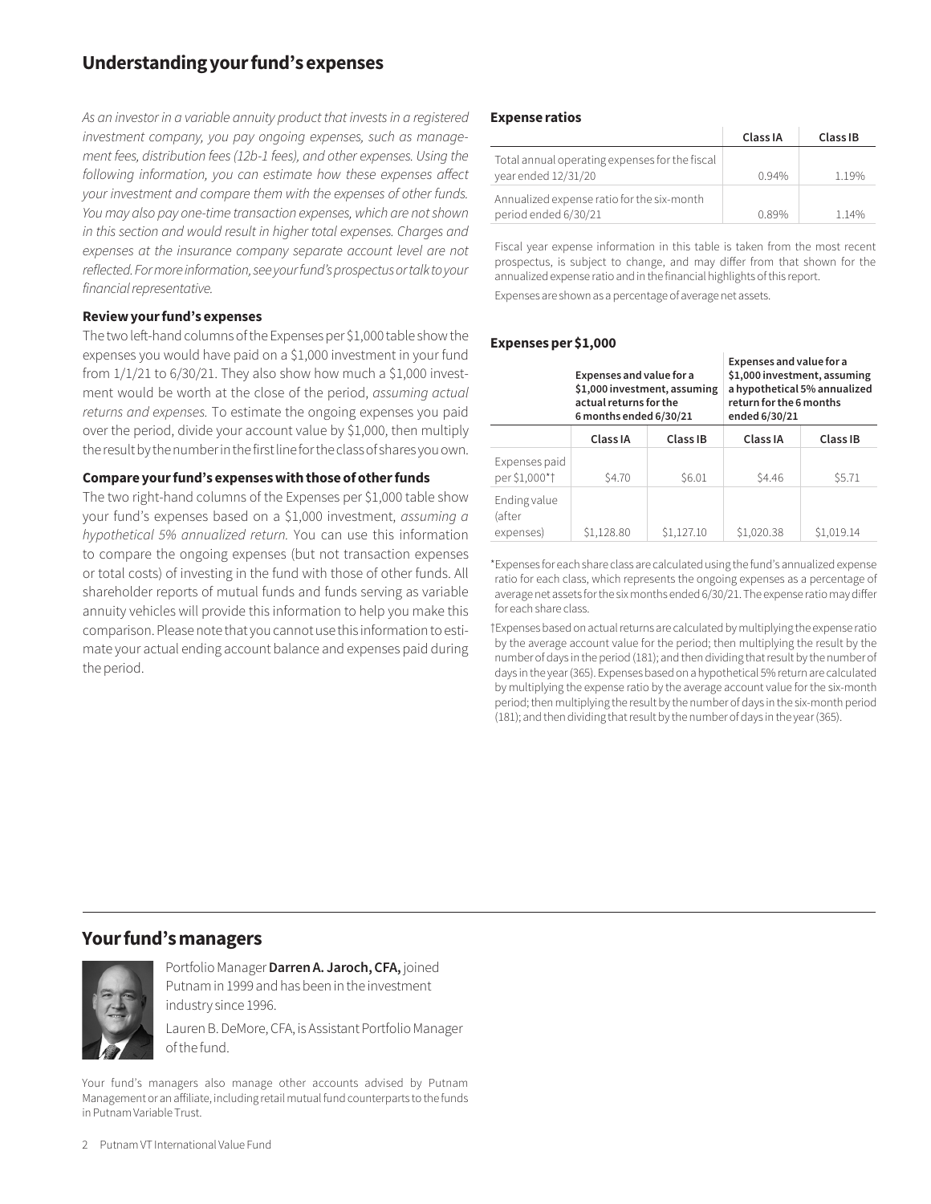## Understanding your fund's expenses

*As an investor in a variable annuity product that invests in a registered investment company, you pay ongoing expenses, such as management fees, distribution fees (12b-1 fees), and other expenses. Using the following information, you can estimate how these expenses affect your investment and compare them with the expenses of other funds. You may also pay one-time transaction expenses, which are not shown in this section and would result in higher total expenses. Charges and expenses at the insurance company separate account level are not reflected. For more information, see your fund's prospectus or talk to your financial representative.*

### Review your fund's expenses

The two left-hand columns of the Expenses per $1,000 table show the expenses you would have paid on a $1,000 investment in your fund from 1/1/21 to 6/30/21. They also show how much a $1,000 investment would be worth at the close of the period, *assuming actual returns and expenses.* To estimate the ongoing expenses you paid over the period, divide your account value by $1,000, then multiply the result by the number in the first line for the class of shares you own.

### Compare your fund's expenses with those of other funds

The two right-hand columns of the Expenses per $1,000 table show your fund's expenses based on a $1,000 investment, *assuming a hypothetical 5% annualized return.* You can use this information to compare the ongoing expenses (but not transaction expenses or total costs) of investing in the fund with those of other funds. All shareholder reports of mutual funds and funds serving as variable annuity vehicles will provide this information to help you make this comparison. Please note that you cannot use this information to estimate your actual ending account balance and expenses paid during the period.

### Expense ratios

| | Class IA | Class IB |
|---|---|---|
| Total annual operating expenses for the fiscal year ended 12/31/20 | 0.94% | 1.19% |
| Annualized expense ratio for the six-month period ended 6/30/21 | 0.89% | 1.14% |

Fiscal year expense information in this table is taken from the most recent prospectus, is subject to change, and may differ from that shown for the annualized expense ratio and in the financial highlights of this report.

Expenses are shown as a percentage of average net assets.

### Expenses per $1,000

| | Expenses and value for a $1,000 investment, assuming actual returns for the 6 months ended 6/30/21 | | Expenses and value for a $1,000 investment, assuming a hypothetical 5% annualized return for the 6 months ended 6/30/21 | |
|---|---|---|---|---|
| | Class IA | Class IB | Class IA | Class IB |
| Expenses paid per $1,000*† | $4.70 | $6.01 | $4.46 | $5.71 |
| Ending value (after expenses) | $1,128.80 | $1,127.10 | $1,020.38 | $1,019.14 |

*Expenses for each share class are calculated using the fund's annualized expense ratio for each class, which represents the ongoing expenses as a percentage of average net assets for the six months ended 6/30/21. The expense ratio may differ for each share class.

†Expenses based on actual returns are calculated by multiplying the expense ratio by the average account value for the period; then multiplying the result by the number of days in the period (181); and then dividing that result by the number of days in the year (365). Expenses based on a hypothetical 5% return are calculated by multiplying the expense ratio by the average account value for the six-month period; then multiplying the result by the number of days in the six-month period (181); and then dividing that result by the number of days in the year (365).

## Your fund's managers

Portfolio Manager **Darren A. Jaroch, CFA,** joined Putnam in 1999 and has been in the investment industry since 1996.

Lauren B. DeMore, CFA, is Assistant Portfolio Manager of the fund.

Your fund's managers also manage other accounts advised by Putnam Management or an affiliate, including retail mutual fund counterparts to the funds in Putnam Variable Trust.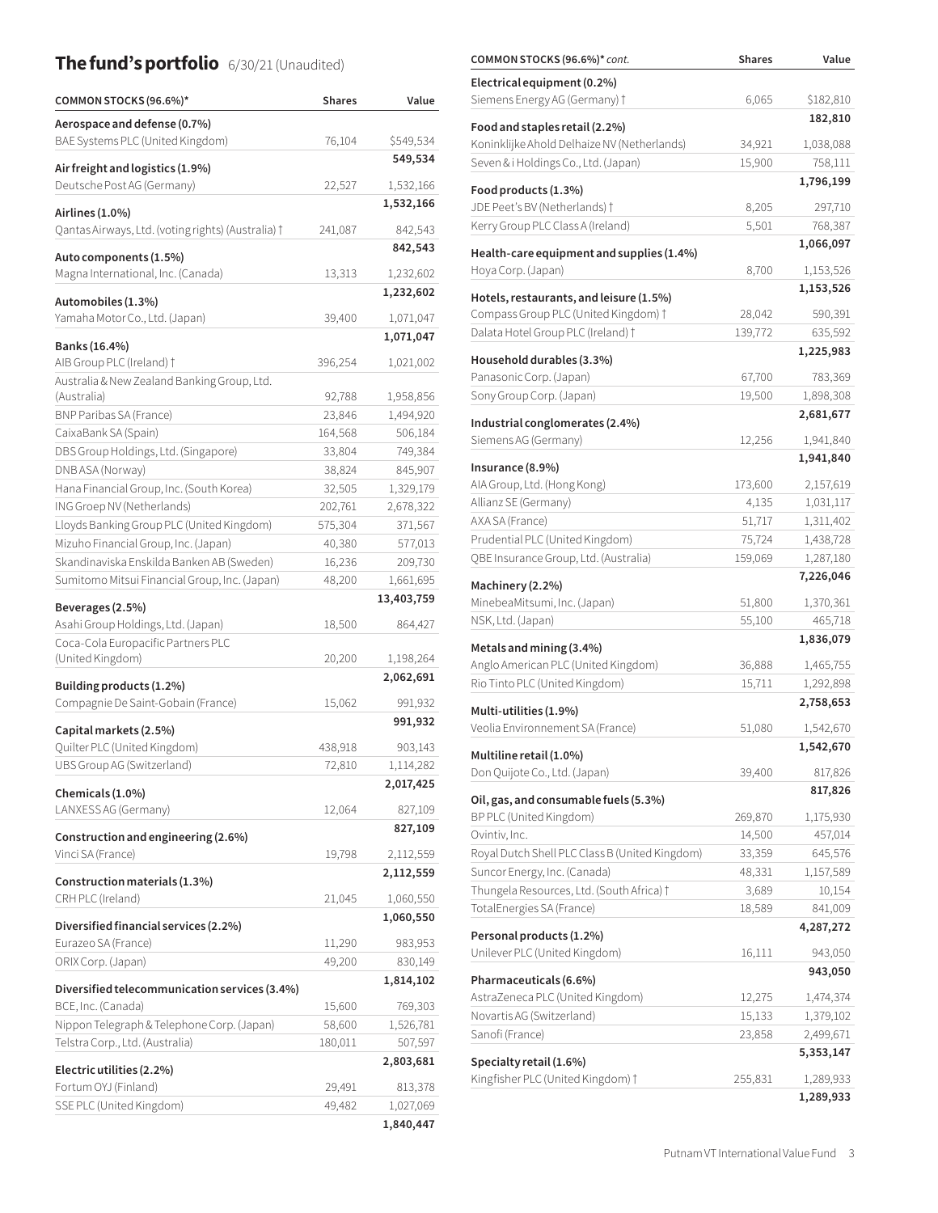## The fund's portfolio 6/30/21 (Unaudited)

| COMMON STOCKS (96.6%)* | Shares | Value |
|---|---|---|
| **Aerospace and defense (0.7%)** | | |
| BAE Systems PLC (United Kingdom) | 76,104 | $549,534 |
| | | **549,534** |
| **Air freight and logistics (1.9%)** | | |
| Deutsche Post AG (Germany) | 22,527 | 1,532,166 |
| | | **1,532,166** |
| **Airlines (1.0%)** | | |
| Qantas Airways, Ltd. (voting rights) (Australia) † | 241,087 | 842,543 |
| | | **842,543** |
| **Auto components (1.5%)** | | |
| Magna International, Inc. (Canada) | 13,313 | 1,232,602 |
| | | **1,232,602** |
| **Automobiles (1.3%)** | | |
| Yamaha Motor Co., Ltd. (Japan) | 39,400 | 1,071,047 |
| | | **1,071,047** |
| **Banks (16.4%)** | | |
| AIB Group PLC (Ireland) † | 396,254 | 1,021,002 |
| Australia & New Zealand Banking Group, Ltd. (Australia) | 92,788 | 1,958,856 |
| BNP Paribas SA (France) | 23,846 | 1,494,920 |
| CaixaBank SA (Spain) | 164,568 | 506,184 |
| DBS Group Holdings, Ltd. (Singapore) | 33,804 | 749,384 |
| DNB ASA (Norway) | 38,824 | 845,907 |
| Hana Financial Group, Inc. (South Korea) | 32,505 | 1,329,179 |
| ING Groep NV (Netherlands) | 202,761 | 2,678,322 |
| Lloyds Banking Group PLC (United Kingdom) | 575,304 | 371,567 |
| Mizuho Financial Group, Inc. (Japan) | 40,380 | 577,013 |
| Skandinaviska Enskilda Banken AB (Sweden) | 16,236 | 209,730 |
| Sumitomo Mitsui Financial Group, Inc. (Japan) | 48,200 | 1,661,695 |
| | | **13,403,759** |
| **Beverages (2.5%)** | | |
| Asahi Group Holdings, Ltd. (Japan) | 18,500 | 864,427 |
| Coca-Cola Europacific Partners PLC (United Kingdom) | 20,200 | 1,198,264 |
| | | **2,062,691** |
| **Building products (1.2%)** | | |
| Compagnie De Saint-Gobain (France) | 15,062 | 991,932 |
| | | **991,932** |
| **Capital markets (2.5%)** | | |
| Quilter PLC (United Kingdom) | 438,918 | 903,143 |
| UBS Group AG (Switzerland) | 72,810 | 1,114,282 |
| | | **2,017,425** |
| **Chemicals (1.0%)** | | |
| LANXESS AG (Germany) | 12,064 | 827,109 |
| | | **827,109** |
| **Construction and engineering (2.6%)** | | |
| Vinci SA (France) | 19,798 | 2,112,559 |
| | | **2,112,559** |
| **Construction materials (1.3%)** | | |
| CRH PLC (Ireland) | 21,045 | 1,060,550 |
| | | **1,060,550** |
| **Diversified financial services (2.2%)** | | |
| Eurazeo SA (France) | 11,290 | 983,953 |
| ORIX Corp. (Japan) | 49,200 | 830,149 |
| | | **1,814,102** |
| **Diversified telecommunication services (3.4%)** | | |
| BCE, Inc. (Canada) | 15,600 | 769,303 |
| Nippon Telegraph & Telephone Corp. (Japan) | 58,600 | 1,526,781 |
| Telstra Corp., Ltd. (Australia) | 180,011 | 507,597 |
| | | **2,803,681** |
| **Electric utilities (2.2%)** | | |
| Fortum OYJ (Finland) | 29,491 | 813,378 |
| SSE PLC (United Kingdom) | 49,482 | 1,027,069 |
| | | **1,840,447** |
| **Electrical equipment (0.2%)** | | |
| Siemens Energy AG (Germany) † | 6,065 | $182,810 |
| | | **182,810** |
| **Food and staples retail (2.2%)** | | |
| Koninklijke Ahold Delhaize NV (Netherlands) | 34,921 | 1,038,088 |
| Seven & i Holdings Co., Ltd. (Japan) | 15,900 | 758,111 |
| | | **1,796,199** |
| **Food products (1.3%)** | | |
| JDE Peet's BV (Netherlands) † | 8,205 | 297,710 |
| Kerry Group PLC Class A (Ireland) | 5,501 | 768,387 |
| | | **1,066,097** |
| **Health-care equipment and supplies (1.4%)** | | |
| Hoya Corp. (Japan) | 8,700 | 1,153,526 |
| | | **1,153,526** |
| **Hotels, restaurants, and leisure (1.5%)** | | |
| Compass Group PLC (United Kingdom) † | 28,042 | 590,391 |
| Dalata Hotel Group PLC (Ireland) † | 139,772 | 635,592 |
| | | **1,225,983** |
| **Household durables (3.3%)** | | |
| Panasonic Corp. (Japan) | 67,700 | 783,369 |
| Sony Group Corp. (Japan) | 19,500 | 1,898,308 |
| | | **2,681,677** |
| **Industrial conglomerates (2.4%)** | | |
| Siemens AG (Germany) | 12,256 | 1,941,840 |
| | | **1,941,840** |
| **Insurance (8.9%)** | | |
| AIA Group, Ltd. (Hong Kong) | 173,600 | 2,157,619 |
| Allianz SE (Germany) | 4,135 | 1,031,117 |
| AXA SA (France) | 51,717 | 1,311,402 |
| Prudential PLC (United Kingdom) | 75,724 | 1,438,728 |
| QBE Insurance Group, Ltd. (Australia) | 159,069 | 1,287,180 |
| | | **7,226,046** |
| **Machinery (2.2%)** | | |
| MinebeaMitsumi, Inc. (Japan) | 51,800 | 1,370,361 |
| NSK, Ltd. (Japan) | 55,100 | 465,718 |
| | | **1,836,079** |
| **Metals and mining (3.4%)** | | |
| Anglo American PLC (United Kingdom) | 36,888 | 1,465,755 |
| Rio Tinto PLC (United Kingdom) | 15,711 | 1,292,898 |
| | | **2,758,653** |
| **Multi-utilities (1.9%)** | | |
| Veolia Environnement SA (France) | 51,080 | 1,542,670 |
| | | **1,542,670** |
| **Multiline retail (1.0%)** | | |
| Don Quijote Co., Ltd. (Japan) | 39,400 | 817,826 |
| | | **817,826** |
| **Oil, gas, and consumable fuels (5.3%)** | | |
| BP PLC (United Kingdom) | 269,870 | 1,175,930 |
| Ovintiv, Inc. | 14,500 | 457,014 |
| Royal Dutch Shell PLC Class B (United Kingdom) | 33,359 | 645,576 |
| Suncor Energy, Inc. (Canada) | 48,331 | 1,157,589 |
| Thungela Resources, Ltd. (South Africa) † | 3,689 | 10,154 |
| TotalEnergies SA (France) | 18,589 | 841,009 |
| | | **4,287,272** |
| **Personal products (1.2%)** | | |
| Unilever PLC (United Kingdom) | 16,111 | 943,050 |
| | | **943,050** |
| **Pharmaceuticals (6.6%)** | | |
| AstraZeneca PLC (United Kingdom) | 12,275 | 1,474,374 |
| Novartis AG (Switzerland) | 15,133 | 1,379,102 |
| Sanofi (France) | 23,858 | 2,499,671 |
| | | **5,353,147** |
| **Specialty retail (1.6%)** | | |
| Kingfisher PLC (United Kingdom) † | 255,831 | 1,289,933 |
| | | **1,289,933** |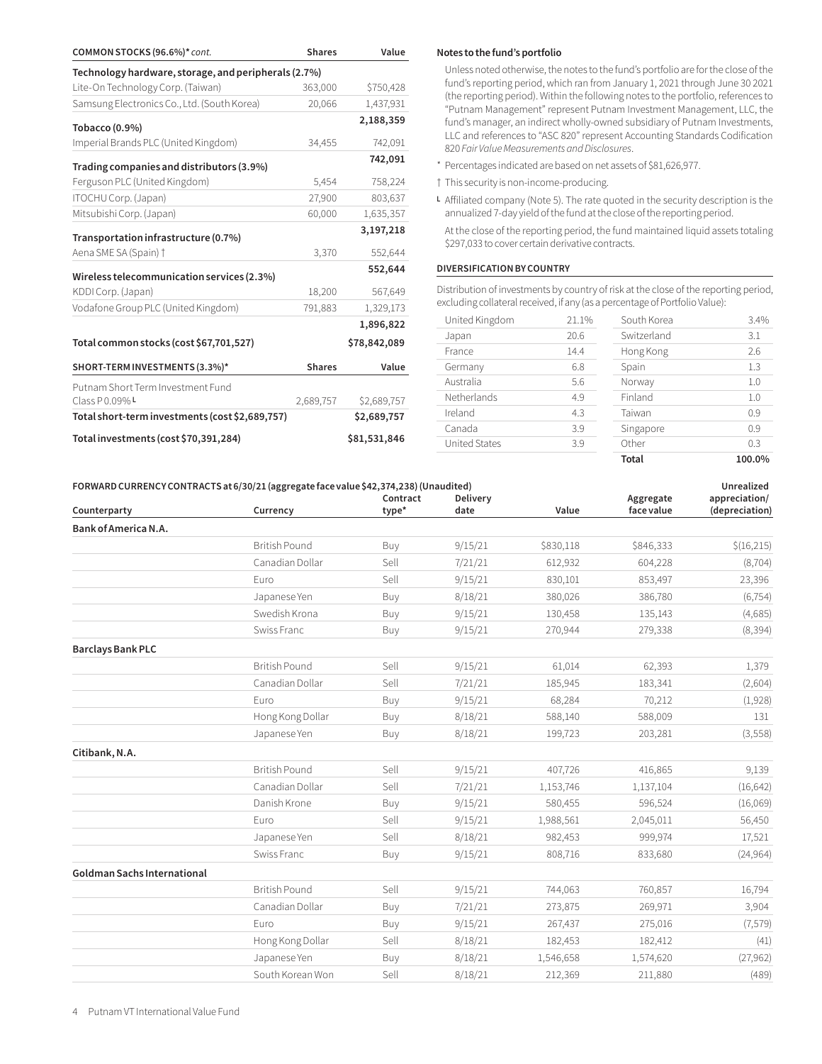| COMMON STOCKS (96.6%)* *cont.* | Shares | Value |
|---|---|---|
| **Technology hardware, storage, and peripherals (2.7%)** | | |
| Lite-On Technology Corp. (Taiwan) | 363,000 | $750,428 |
| Samsung Electronics Co., Ltd. (South Korea) | 20,066 | 1,437,931 |
| | | **2,188,359** |
| **Tobacco (0.9%)** | | |
| Imperial Brands PLC (United Kingdom) | 34,455 | 742,091 |
| | | **742,091** |
| **Trading companies and distributors (3.9%)** | | |
| Ferguson PLC (United Kingdom) | 5,454 | 758,224 |
| ITOCHU Corp. (Japan) | 27,900 | 803,637 |
| Mitsubishi Corp. (Japan) | 60,000 | 1,635,357 |
| | | **3,197,218** |
| **Transportation infrastructure (0.7%)** | | |
| Aena SME SA (Spain) † | 3,370 | 552,644 |
| | | **552,644** |
| **Wireless telecommunication services (2.3%)** | | |
| KDDI Corp. (Japan) | 18,200 | 567,649 |
| Vodafone Group PLC (United Kingdom) | 791,883 | 1,329,173 |
| | | **1,896,822** |
| **Total common stocks (cost $67,701,527)** | | **$78,842,089** |

| SHORT-TERM INVESTMENTS (3.3%)* | Shares | Value |
|---|---|---|
| Putnam Short Term Investment Fund Class P 0.09% L | 2,689,757 | $2,689,757 |
| **Total short-term investments (cost $2,689,757)** | | **$2,689,757** |
| **Total investments (cost $70,391,284)** | | **$81,531,846** |

**Notes to the fund's portfolio**

Unless noted otherwise, the notes to the fund's portfolio are for the close of the fund's reporting period, which ran from January 1, 2021 through June 30 2021 (the reporting period). Within the following notes to the portfolio, references to "Putnam Management" represent Putnam Investment Management, LLC, the fund's manager, an indirect wholly-owned subsidiary of Putnam Investments, LLC and references to "ASC 820" represent Accounting Standards Codification 820 *Fair Value Measurements and Disclosures*.

\* Percentages indicated are based on net assets of $81,626,977.

† This security is non-income-producing.

L Affiliated company (Note 5). The rate quoted in the security description is the annualized 7-day yield of the fund at the close of the reporting period.

At the close of the reporting period, the fund maintained liquid assets totaling $297,033 to cover certain derivative contracts.

**DIVERSIFICATION BY COUNTRY**

Distribution of investments by country of risk at the close of the reporting period, excluding collateral received, if any (as a percentage of Portfolio Value):

| Country | % | Country | % |
|---|---|---|---|
| United Kingdom | 21.1% | South Korea | 3.4% |
| Japan | 20.6 | Switzerland | 3.1 |
| France | 14.4 | Hong Kong | 2.6 |
| Germany | 6.8 | Spain | 1.3 |
| Australia | 5.6 | Norway | 1.0 |
| Netherlands | 4.9 | Finland | 1.0 |
| Ireland | 4.3 | Taiwan | 0.9 |
| Canada | 3.9 | Singapore | 0.9 |
| United States | 3.9 | Other | 0.3 |
| | | **Total** | **100.0%** |

**FORWARD CURRENCY CONTRACTS at 6/30/21 (aggregate face value $42,374,238) (Unaudited)**

| Counterparty | Currency | Contract type* | Delivery date | Value | Aggregate face value | Unrealized appreciation/ (depreciation) |
|---|---|---|---|---|---|---|
| **Bank of America N.A.** | | | | | | |
| | British Pound | Buy | 9/15/21 | $830,118 | $846,333 | $(16,215) |
| | Canadian Dollar | Sell | 7/21/21 | 612,932 | 604,228 | (8,704) |
| | Euro | Sell | 9/15/21 | 830,101 | 853,497 | 23,396 |
| | Japanese Yen | Buy | 8/18/21 | 380,026 | 386,780 | (6,754) |
| | Swedish Krona | Buy | 9/15/21 | 130,458 | 135,143 | (4,685) |
| | Swiss Franc | Buy | 9/15/21 | 270,944 | 279,338 | (8,394) |
| **Barclays Bank PLC** | | | | | | |
| | British Pound | Sell | 9/15/21 | 61,014 | 62,393 | 1,379 |
| | Canadian Dollar | Sell | 7/21/21 | 185,945 | 183,341 | (2,604) |
| | Euro | Buy | 9/15/21 | 68,284 | 70,212 | (1,928) |
| | Hong Kong Dollar | Buy | 8/18/21 | 588,140 | 588,009 | 131 |
| | Japanese Yen | Buy | 8/18/21 | 199,723 | 203,281 | (3,558) |
| **Citibank, N.A.** | | | | | | |
| | British Pound | Sell | 9/15/21 | 407,726 | 416,865 | 9,139 |
| | Canadian Dollar | Sell | 7/21/21 | 1,153,746 | 1,137,104 | (16,642) |
| | Danish Krone | Buy | 9/15/21 | 580,455 | 596,524 | (16,069) |
| | Euro | Sell | 9/15/21 | 1,988,561 | 2,045,011 | 56,450 |
| | Japanese Yen | Sell | 8/18/21 | 982,453 | 999,974 | 17,521 |
| | Swiss Franc | Buy | 9/15/21 | 808,716 | 833,680 | (24,964) |
| **Goldman Sachs International** | | | | | | |
| | British Pound | Sell | 9/15/21 | 744,063 | 760,857 | 16,794 |
| | Canadian Dollar | Buy | 7/21/21 | 273,875 | 269,971 | 3,904 |
| | Euro | Buy | 9/15/21 | 267,437 | 275,016 | (7,579) |
| | Hong Kong Dollar | Sell | 8/18/21 | 182,453 | 182,412 | (41) |
| | Japanese Yen | Buy | 8/18/21 | 1,546,658 | 1,574,620 | (27,962) |
| | South Korean Won | Sell | 8/18/21 | 212,369 | 211,880 | (489) |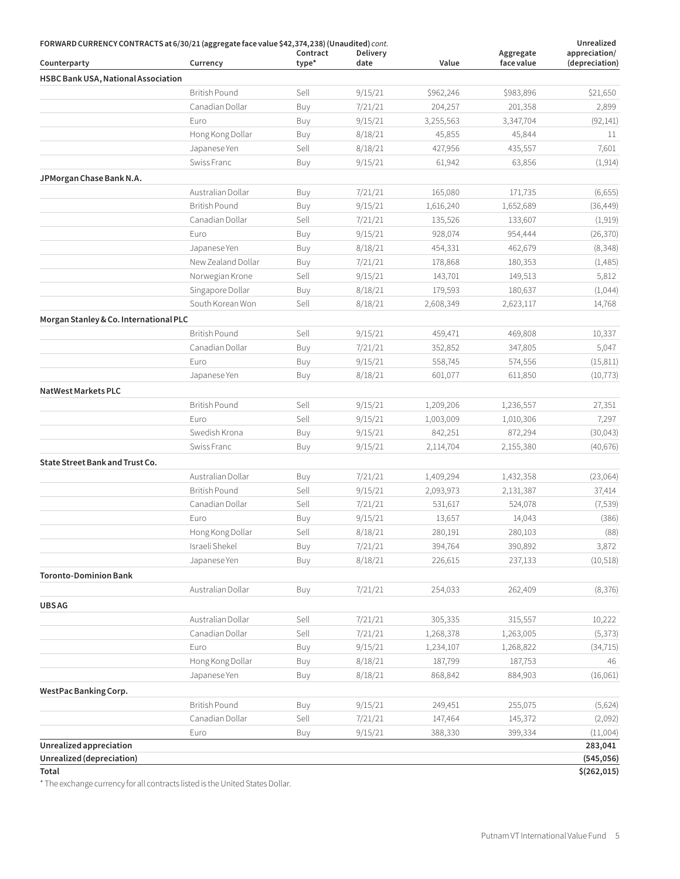**FORWARD CURRENCY CONTRACTS at 6/30/21 (aggregate face value $42,374,238) (Unaudited)** *cont.*

| Counterparty | Currency | Contract type* | Delivery date | Value | Aggregate face value | Unrealized appreciation/ (depreciation) |
|---|---|---|---|---|---|---|
| **HSBC Bank USA, National Association** | | | | | | |
| | British Pound | Sell | 9/15/21 | $962,246 | $983,896 | $21,650 |
| | Canadian Dollar | Buy | 7/21/21 | 204,257 | 201,358 | 2,899 |
| | Euro | Buy | 9/15/21 | 3,255,563 | 3,347,704 | (92,141) |
| | Hong Kong Dollar | Buy | 8/18/21 | 45,855 | 45,844 | 11 |
| | Japanese Yen | Sell | 8/18/21 | 427,956 | 435,557 | 7,601 |
| | Swiss Franc | Buy | 9/15/21 | 61,942 | 63,856 | (1,914) |
| **JPMorgan Chase Bank N.A.** | | | | | | |
| | Australian Dollar | Buy | 7/21/21 | 165,080 | 171,735 | (6,655) |
| | British Pound | Buy | 9/15/21 | 1,616,240 | 1,652,689 | (36,449) |
| | Canadian Dollar | Sell | 7/21/21 | 135,526 | 133,607 | (1,919) |
| | Euro | Buy | 9/15/21 | 928,074 | 954,444 | (26,370) |
| | Japanese Yen | Buy | 8/18/21 | 454,331 | 462,679 | (8,348) |
| | New Zealand Dollar | Buy | 7/21/21 | 178,868 | 180,353 | (1,485) |
| | Norwegian Krone | Sell | 9/15/21 | 143,701 | 149,513 | 5,812 |
| | Singapore Dollar | Buy | 8/18/21 | 179,593 | 180,637 | (1,044) |
| | South Korean Won | Sell | 8/18/21 | 2,608,349 | 2,623,117 | 14,768 |
| **Morgan Stanley & Co. International PLC** | | | | | | |
| | British Pound | Sell | 9/15/21 | 459,471 | 469,808 | 10,337 |
| | Canadian Dollar | Buy | 7/21/21 | 352,852 | 347,805 | 5,047 |
| | Euro | Buy | 9/15/21 | 558,745 | 574,556 | (15,811) |
| | Japanese Yen | Buy | 8/18/21 | 601,077 | 611,850 | (10,773) |
| **NatWest Markets PLC** | | | | | | |
| | British Pound | Sell | 9/15/21 | 1,209,206 | 1,236,557 | 27,351 |
| | Euro | Sell | 9/15/21 | 1,003,009 | 1,010,306 | 7,297 |
| | Swedish Krona | Buy | 9/15/21 | 842,251 | 872,294 | (30,043) |
| | Swiss Franc | Buy | 9/15/21 | 2,114,704 | 2,155,380 | (40,676) |
| **State Street Bank and Trust Co.** | | | | | | |
| | Australian Dollar | Buy | 7/21/21 | 1,409,294 | 1,432,358 | (23,064) |
| | British Pound | Sell | 9/15/21 | 2,093,973 | 2,131,387 | 37,414 |
| | Canadian Dollar | Sell | 7/21/21 | 531,617 | 524,078 | (7,539) |
| | Euro | Buy | 9/15/21 | 13,657 | 14,043 | (386) |
| | Hong Kong Dollar | Sell | 8/18/21 | 280,191 | 280,103 | (88) |
| | Israeli Shekel | Buy | 7/21/21 | 394,764 | 390,892 | 3,872 |
| | Japanese Yen | Buy | 8/18/21 | 226,615 | 237,133 | (10,518) |
| **Toronto-Dominion Bank** | | | | | | |
| | Australian Dollar | Buy | 7/21/21 | 254,033 | 262,409 | (8,376) |
| **UBS AG** | | | | | | |
| | Australian Dollar | Sell | 7/21/21 | 305,335 | 315,557 | 10,222 |
| | Canadian Dollar | Sell | 7/21/21 | 1,268,378 | 1,263,005 | (5,373) |
| | Euro | Buy | 9/15/21 | 1,234,107 | 1,268,822 | (34,715) |
| | Hong Kong Dollar | Buy | 8/18/21 | 187,799 | 187,753 | 46 |
| | Japanese Yen | Buy | 8/18/21 | 868,842 | 884,903 | (16,061) |
| **WestPac Banking Corp.** | | | | | | |
| | British Pound | Buy | 9/15/21 | 249,451 | 255,075 | (5,624) |
| | Canadian Dollar | Sell | 7/21/21 | 147,464 | 145,372 | (2,092) |
| | Euro | Buy | 9/15/21 | 388,330 | 399,334 | (11,004) |
| **Unrealized appreciation** | | | | | | **283,041** |
| **Unrealized (depreciation)** | | | | | | **(545,056)** |
| **Total** | | | | | | **$(262,015)** |

* The exchange currency for all contracts listed is the United States Dollar.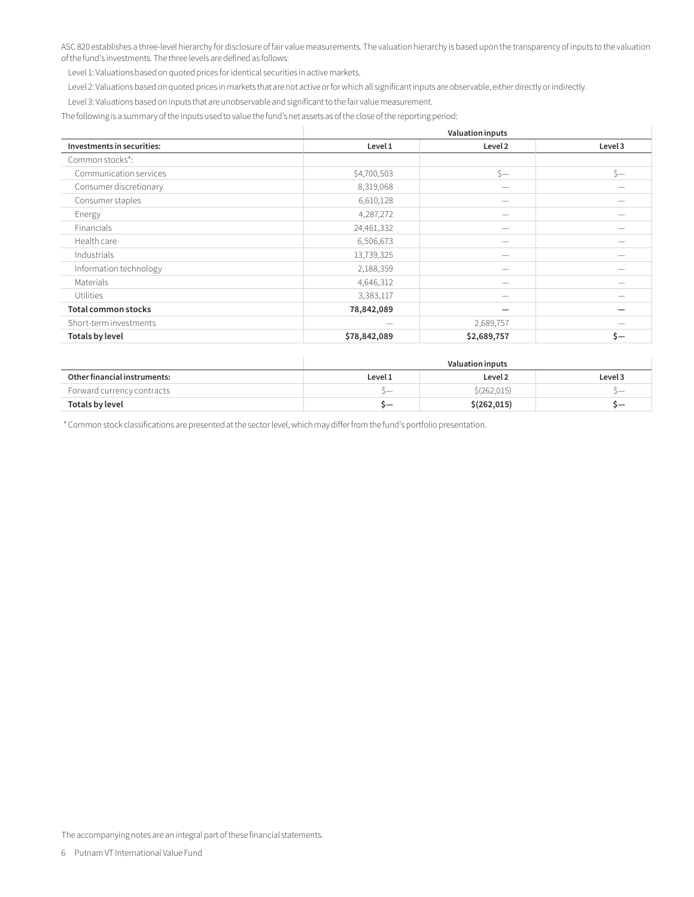ASC 820 establishes a three-level hierarchy for disclosure of fair value measurements. The valuation hierarchy is based upon the transparency of inputs to the valuation of the fund's investments. The three levels are defined as follows:

Level 1: Valuations based on quoted prices for identical securities in active markets.

Level 2: Valuations based on quoted prices in markets that are not active or for which all significant inputs are observable, either directly or indirectly.

Level 3: Valuations based on inputs that are unobservable and significant to the fair value measurement.

The following is a summary of the inputs used to value the fund's net assets as of the close of the reporting period:

| | Valuation inputs | | |
|---|---|---|---|
| **Investments in securities:** | **Level 1** | **Level 2** | **Level 3** |
| Common stocks*: | | | |
| Communication services | $4,700,503 | $— | $— |
| Consumer discretionary | 8,319,068 | — | — |
| Consumer staples | 6,610,128 | — | — |
| Energy | 4,287,272 | — | — |
| Financials | 24,461,332 | — | — |
| Health care | 6,506,673 | — | — |
| Industrials | 13,739,325 | — | — |
| Information technology | 2,188,359 | — | — |
| Materials | 4,646,312 | — | — |
| Utilities | 3,383,117 | — | — |
| **Total common stocks** | **78,842,089** | **—** | **—** |
| Short-term investments | — | 2,689,757 | — |
| **Totals by level** | **$78,842,089** | **$2,689,757** | **$—** |

| | Valuation inputs | | |
|---|---|---|---|
| **Other financial instruments:** | **Level 1** | **Level 2** | **Level 3** |
| Forward currency contracts | $— | $(262,015) | $— |
| **Totals by level** | **$—** | **$(262,015)** | **$—** |

* Common stock classifications are presented at the sector level, which may differ from the fund's portfolio presentation.

The accompanying notes are an integral part of these financial statements.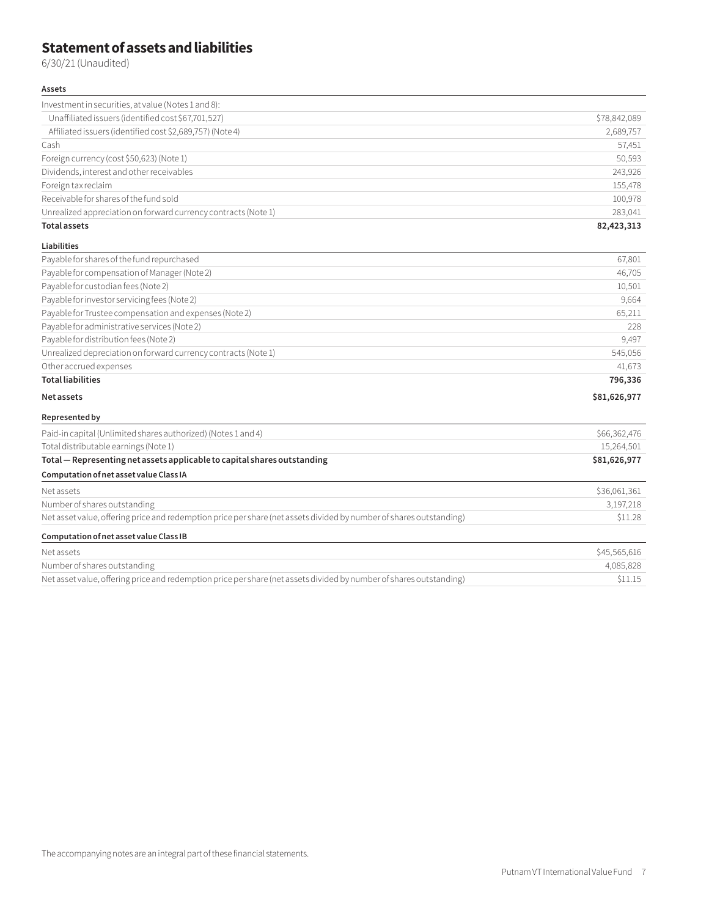# Statement of assets and liabilities

6/30/21 (Unaudited)

| **Assets** | |
|---|---|
| Investment in securities, at value (Notes 1 and 8): | |
| Unaffiliated issuers (identified cost $67,701,527) | $78,842,089 |
| Affiliated issuers (identified cost $2,689,757) (Note 4) | 2,689,757 |
| Cash | 57,451 |
| Foreign currency (cost $50,623) (Note 1) | 50,593 |
| Dividends, interest and other receivables | 243,926 |
| Foreign tax reclaim | 155,478 |
| Receivable for shares of the fund sold | 100,978 |
| Unrealized appreciation on forward currency contracts (Note 1) | 283,041 |
| **Total assets** | **82,423,313** |

| **Liabilities** | |
|---|---|
| Payable for shares of the fund repurchased | 67,801 |
| Payable for compensation of Manager (Note 2) | 46,705 |
| Payable for custodian fees (Note 2) | 10,501 |
| Payable for investor servicing fees (Note 2) | 9,664 |
| Payable for Trustee compensation and expenses (Note 2) | 65,211 |
| Payable for administrative services (Note 2) | 228 |
| Payable for distribution fees (Note 2) | 9,497 |
| Unrealized depreciation on forward currency contracts (Note 1) | 545,056 |
| Other accrued expenses | 41,673 |
| **Total liabilities** | **796,336** |
| **Net assets** | **$81,626,977** |

| **Represented by** | |
|---|---|
| Paid-in capital (Unlimited shares authorized) (Notes 1 and 4) | $66,362,476 |
| Total distributable earnings (Note 1) | 15,264,501 |
| **Total — Representing net assets applicable to capital shares outstanding** | **$81,626,977** |

| **Computation of net asset value Class IA** | |
|---|---|
| Net assets | $36,061,361 |
| Number of shares outstanding | 3,197,218 |
| Net asset value, offering price and redemption price per share (net assets divided by number of shares outstanding) | $11.28 |

| **Computation of net asset value Class IB** | |
|---|---|
| Net assets | $45,565,616 |
| Number of shares outstanding | 4,085,828 |
| Net asset value, offering price and redemption price per share (net assets divided by number of shares outstanding) | $11.15 |

The accompanying notes are an integral part of these financial statements.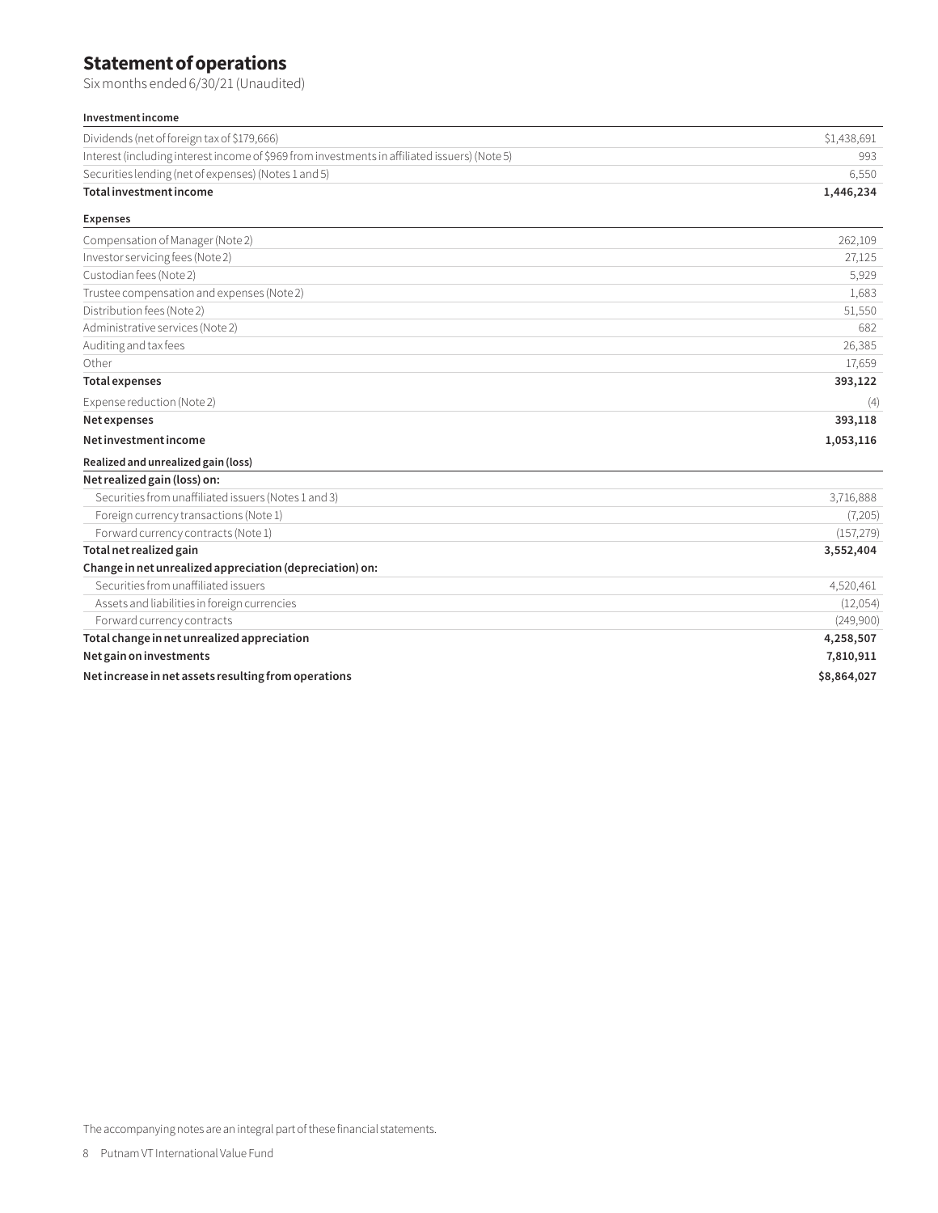# Statement of operations

Six months ended 6/30/21 (Unaudited)

| **Investment income** | |
|---|---|
| Dividends (net of foreign tax of $179,666) | $1,438,691 |
| Interest (including interest income of $969 from investments in affiliated issuers) (Note 5) | 993 |
| Securities lending (net of expenses) (Notes 1 and 5) | 6,550 |
| **Total investment income** | **1,446,234** |
| **Expenses** | |
| Compensation of Manager (Note 2) | 262,109 |
| Investor servicing fees (Note 2) | 27,125 |
| Custodian fees (Note 2) | 5,929 |
| Trustee compensation and expenses (Note 2) | 1,683 |
| Distribution fees (Note 2) | 51,550 |
| Administrative services (Note 2) | 682 |
| Auditing and tax fees | 26,385 |
| Other | 17,659 |
| **Total expenses** | **393,122** |
| Expense reduction (Note 2) | (4) |
| **Net expenses** | **393,118** |
| **Net investment income** | **1,053,116** |
| **Realized and unrealized gain (loss)** | |
| **Net realized gain (loss) on:** | |
| Securities from unaffiliated issuers (Notes 1 and 3) | 3,716,888 |
| Foreign currency transactions (Note 1) | (7,205) |
| Forward currency contracts (Note 1) | (157,279) |
| **Total net realized gain** | **3,552,404** |
| **Change in net unrealized appreciation (depreciation) on:** | |
| Securities from unaffiliated issuers | 4,520,461 |
| Assets and liabilities in foreign currencies | (12,054) |
| Forward currency contracts | (249,900) |
| **Total change in net unrealized appreciation** | **4,258,507** |
| **Net gain on investments** | **7,810,911** |
| **Net increase in net assets resulting from operations** | **$8,864,027** |

The accompanying notes are an integral part of these financial statements.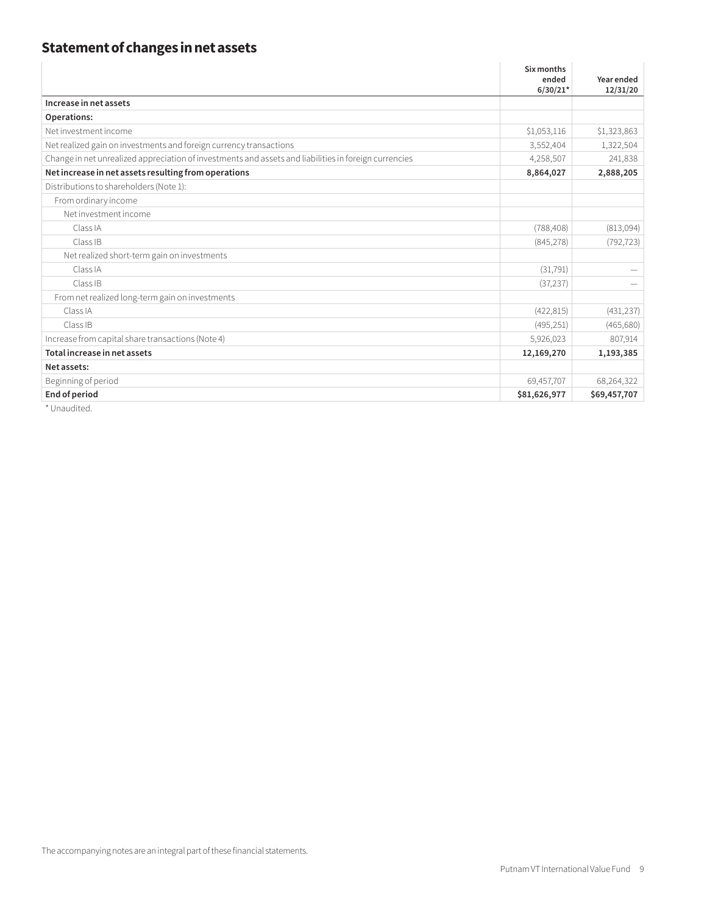## Statement of changes in net assets

| | Six months ended 6/30/21* | Year ended 12/31/20 |
|---|---|---|
| **Increase in net assets** | | |
| **Operations:** | | |
| Net investment income | $1,053,116 | $1,323,863 |
| Net realized gain on investments and foreign currency transactions | 3,552,404 | 1,322,504 |
| Change in net unrealized appreciation of investments and assets and liabilities in foreign currencies | 4,258,507 | 241,838 |
| **Net increase in net assets resulting from operations** | **8,864,027** | **2,888,205** |
| Distributions to shareholders (Note 1): | | |
| From ordinary income | | |
| Net investment income | | |
| Class IA | (788,408) | (813,094) |
| Class IB | (845,278) | (792,723) |
| Net realized short-term gain on investments | | |
| Class IA | (31,791) | — |
| Class IB | (37,237) | — |
| From net realized long-term gain on investments | | |
| Class IA | (422,815) | (431,237) |
| Class IB | (495,251) | (465,680) |
| Increase from capital share transactions (Note 4) | 5,926,023 | 807,914 |
| **Total increase in net assets** | **12,169,270** | **1,193,385** |
| **Net assets:** | | |
| Beginning of period | 69,457,707 | 68,264,322 |
| **End of period** | **$81,626,977** | **$69,457,707** |

* Unaudited.

The accompanying notes are an integral part of these financial statements.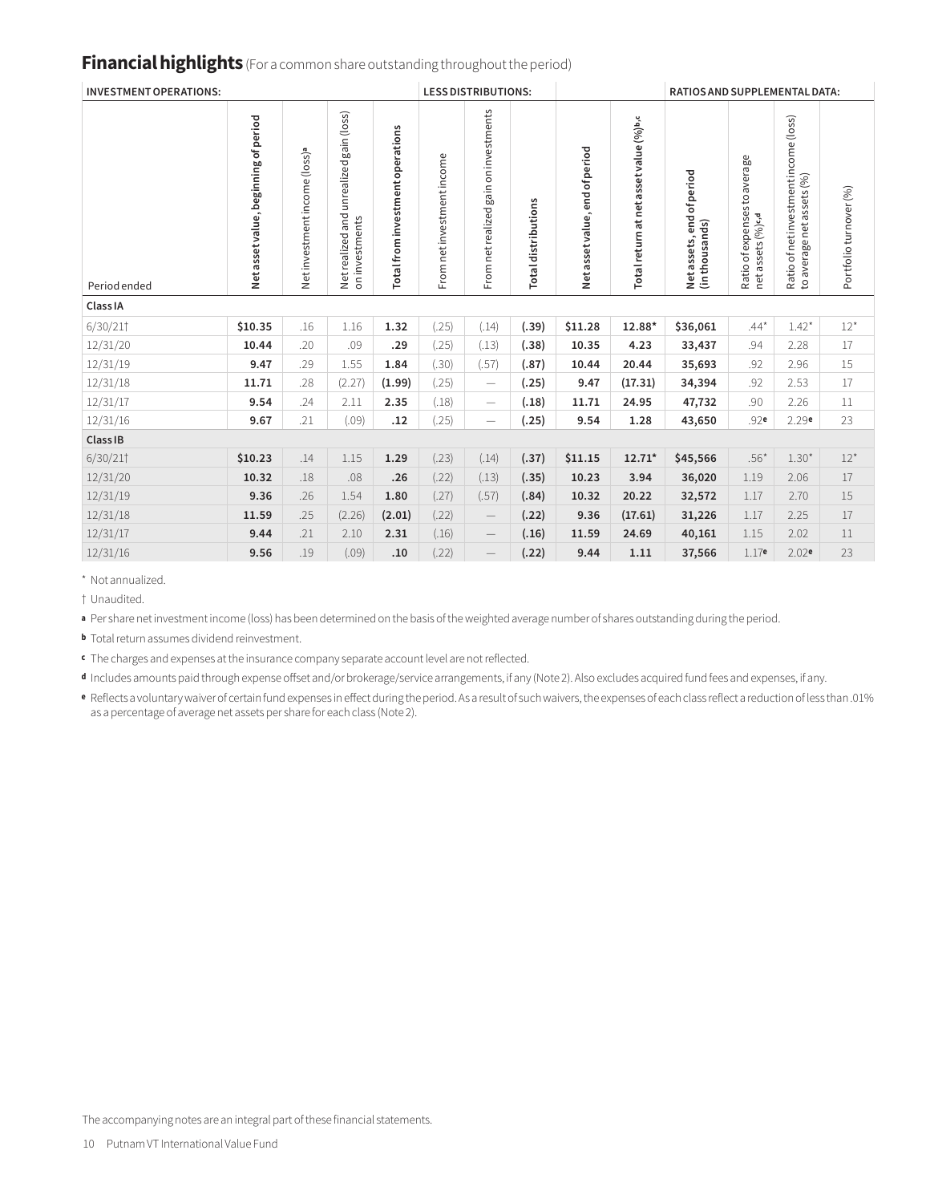## Financial highlights (For a common share outstanding throughout the period)

| INVESTMENT OPERATIONS: | | | | | LESS DISTRIBUTIONS: | | | | | RATIOS AND SUPPLEMENTAL DATA: | | | |
|---|---|---|---|---|---|---|---|---|---|---|---|---|---|
| Period ended | Net asset value, beginning of period | Net investment income (loss)[a] | Net realized and unrealized gain (loss) on investments | Total from investment operations | From net investment income | From net realized gain on investments | Total distributions | Net asset value, end of period | Total return at net asset value (%)[b,c] | Net assets, end of period (in thousands) | Ratio of expenses to average net assets (%)[c,d] | Ratio of net investment income (loss) to average net assets (%) | Portfolio turnover (%) |
| **Class IA** | | | | | | | | | | | | | |
| 6/30/21† | **$10.35** | .16 | 1.16 | **1.32** | (.25) | (.14) | **(.39)** | **$11.28** | **12.88*** | **$36,061** | .44* | 1.42* | 12* |
| 12/31/20 | **10.44** | .20 | .09 | **.29** | (.25) | (.13) | **(.38)** | **10.35** | **4.23** | **33,437** | .94 | 2.28 | 17 |
| 12/31/19 | **9.47** | .29 | 1.55 | **1.84** | (.30) | (.57) | **(.87)** | **10.44** | **20.44** | **35,693** | .92 | 2.96 | 15 |
| 12/31/18 | **11.71** | .28 | (2.27) | **(1.99)** | (.25) | — | **(.25)** | **9.47** | **(17.31)** | **34,394** | .92 | 2.53 | 17 |
| 12/31/17 | **9.54** | .24 | 2.11 | **2.35** | (.18) | — | **(.18)** | **11.71** | **24.95** | **47,732** | .90 | 2.26 | 11 |
| 12/31/16 | **9.67** | .21 | (.09) | **.12** | (.25) | — | **(.25)** | **9.54** | **1.28** | **43,650** | .92[e] | 2.29[e] | 23 |
| **Class IB** | | | | | | | | | | | | | |
| 6/30/21† | **$10.23** | .14 | 1.15 | **1.29** | (.23) | (.14) | **(.37)** | **$11.15** | **12.71*** | **$45,566** | .56* | 1.30* | 12* |
| 12/31/20 | **10.32** | .18 | .08 | **.26** | (.22) | (.13) | **(.35)** | **10.23** | **3.94** | **36,020** | 1.19 | 2.06 | 17 |
| 12/31/19 | **9.36** | .26 | 1.54 | **1.80** | (.27) | (.57) | **(.84)** | **10.32** | **20.22** | **32,572** | 1.17 | 2.70 | 15 |
| 12/31/18 | **11.59** | .25 | (2.26) | **(2.01)** | (.22) | — | **(.22)** | **9.36** | **(17.61)** | **31,226** | 1.17 | 2.25 | 17 |
| 12/31/17 | **9.44** | .21 | 2.10 | **2.31** | (.16) | — | **(.16)** | **11.59** | **24.69** | **40,161** | 1.15 | 2.02 | 11 |
| 12/31/16 | **9.56** | .19 | (.09) | **.10** | (.22) | — | **(.22)** | **9.44** | **1.11** | **37,566** | 1.17[e] | 2.02[e] | 23 |

\* Not annualized.

† Unaudited.

[a] Per share net investment income (loss) has been determined on the basis of the weighted average number of shares outstanding during the period.

[b] Total return assumes dividend reinvestment.

[c] The charges and expenses at the insurance company separate account level are not reflected.

[d] Includes amounts paid through expense offset and/or brokerage/service arrangements, if any (Note 2). Also excludes acquired fund fees and expenses, if any.

[e] Reflects a voluntary waiver of certain fund expenses in effect during the period. As a result of such waivers, the expenses of each class reflect a reduction of less than .01% as a percentage of average net assets per share for each class (Note 2).

The accompanying notes are an integral part of these financial statements.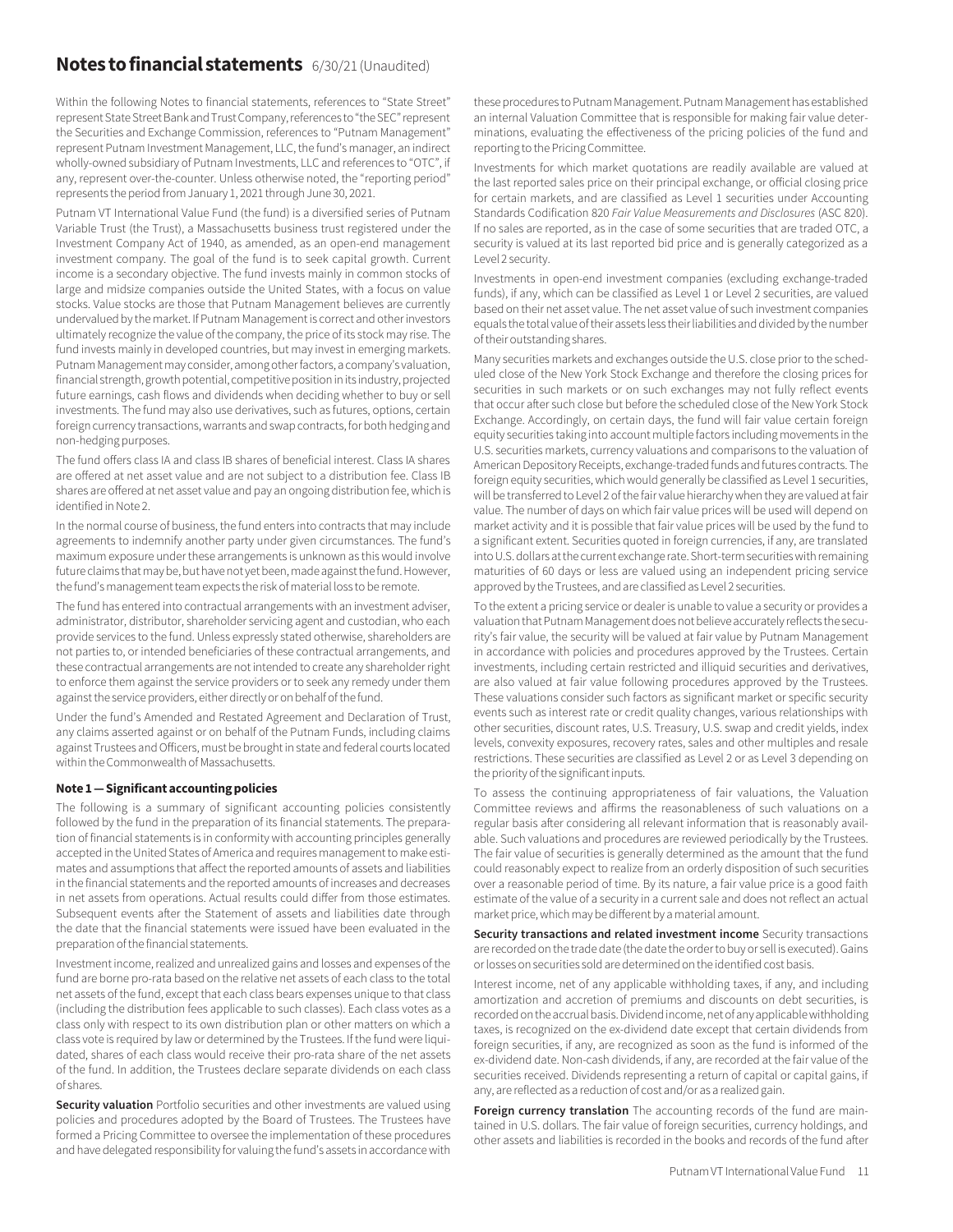# Notes to financial statements 6/30/21 (Unaudited)

Within the following Notes to financial statements, references to "State Street" represent State Street Bank and Trust Company, references to "the SEC" represent the Securities and Exchange Commission, references to "Putnam Management" represent Putnam Investment Management, LLC, the fund's manager, an indirect wholly-owned subsidiary of Putnam Investments, LLC and references to "OTC", if any, represent over-the-counter. Unless otherwise noted, the "reporting period" represents the period from January 1, 2021 through June 30, 2021.

Putnam VT International Value Fund (the fund) is a diversified series of Putnam Variable Trust (the Trust), a Massachusetts business trust registered under the Investment Company Act of 1940, as amended, as an open-end management investment company. The goal of the fund is to seek capital growth. Current income is a secondary objective. The fund invests mainly in common stocks of large and midsize companies outside the United States, with a focus on value stocks. Value stocks are those that Putnam Management believes are currently undervalued by the market. If Putnam Management is correct and other investors ultimately recognize the value of the company, the price of its stock may rise. The fund invests mainly in developed countries, but may invest in emerging markets. Putnam Management may consider, among other factors, a company's valuation, financial strength, growth potential, competitive position in its industry, projected future earnings, cash flows and dividends when deciding whether to buy or sell investments. The fund may also use derivatives, such as futures, options, certain foreign currency transactions, warrants and swap contracts, for both hedging and non-hedging purposes.

The fund offers class IA and class IB shares of beneficial interest. Class IA shares are offered at net asset value and are not subject to a distribution fee. Class IB shares are offered at net asset value and pay an ongoing distribution fee, which is identified in Note 2.

In the normal course of business, the fund enters into contracts that may include agreements to indemnify another party under given circumstances. The fund's maximum exposure under these arrangements is unknown as this would involve future claims that may be, but have not yet been, made against the fund. However, the fund's management team expects the risk of material loss to be remote.

The fund has entered into contractual arrangements with an investment adviser, administrator, distributor, shareholder servicing agent and custodian, who each provide services to the fund. Unless expressly stated otherwise, shareholders are not parties to, or intended beneficiaries of these contractual arrangements, and these contractual arrangements are not intended to create any shareholder right to enforce them against the service providers or to seek any remedy under them against the service providers, either directly or on behalf of the fund.

Under the fund's Amended and Restated Agreement and Declaration of Trust, any claims asserted against or on behalf of the Putnam Funds, including claims against Trustees and Officers, must be brought in state and federal courts located within the Commonwealth of Massachusetts.

### Note 1 — Significant accounting policies

The following is a summary of significant accounting policies consistently followed by the fund in the preparation of its financial statements. The preparation of financial statements is in conformity with accounting principles generally accepted in the United States of America and requires management to make estimates and assumptions that affect the reported amounts of assets and liabilities in the financial statements and the reported amounts of increases and decreases in net assets from operations. Actual results could differ from those estimates. Subsequent events after the Statement of assets and liabilities date through the date that the financial statements were issued have been evaluated in the preparation of the financial statements.

Investment income, realized and unrealized gains and losses and expenses of the fund are borne pro-rata based on the relative net assets of each class to the total net assets of the fund, except that each class bears expenses unique to that class (including the distribution fees applicable to such classes). Each class votes as a class only with respect to its own distribution plan or other matters on which a class vote is required by law or determined by the Trustees. If the fund were liquidated, shares of each class would receive their pro-rata share of the net assets of the fund. In addition, the Trustees declare separate dividends on each class of shares.

**Security valuation** Portfolio securities and other investments are valued using policies and procedures adopted by the Board of Trustees. The Trustees have formed a Pricing Committee to oversee the implementation of these procedures and have delegated responsibility for valuing the fund's assets in accordance with these procedures to Putnam Management. Putnam Management has established an internal Valuation Committee that is responsible for making fair value determinations, evaluating the effectiveness of the pricing policies of the fund and reporting to the Pricing Committee.

Investments for which market quotations are readily available are valued at the last reported sales price on their principal exchange, or official closing price for certain markets, and are classified as Level 1 securities under Accounting Standards Codification 820 *Fair Value Measurements and Disclosures* (ASC 820). If no sales are reported, as in the case of some securities that are traded OTC, a security is valued at its last reported bid price and is generally categorized as a Level 2 security.

Investments in open-end investment companies (excluding exchange-traded funds), if any, which can be classified as Level 1 or Level 2 securities, are valued based on their net asset value. The net asset value of such investment companies equals the total value of their assets less their liabilities and divided by the number of their outstanding shares.

Many securities markets and exchanges outside the U.S. close prior to the scheduled close of the New York Stock Exchange and therefore the closing prices for securities in such markets or on such exchanges may not fully reflect events that occur after such close but before the scheduled close of the New York Stock Exchange. Accordingly, on certain days, the fund will fair value certain foreign equity securities taking into account multiple factors including movements in the U.S. securities markets, currency valuations and comparisons to the valuation of American Depository Receipts, exchange-traded funds and futures contracts. The foreign equity securities, which would generally be classified as Level 1 securities, will be transferred to Level 2 of the fair value hierarchy when they are valued at fair value. The number of days on which fair value prices will be used will depend on market activity and it is possible that fair value prices will be used by the fund to a significant extent. Securities quoted in foreign currencies, if any, are translated into U.S. dollars at the current exchange rate. Short-term securities with remaining maturities of 60 days or less are valued using an independent pricing service approved by the Trustees, and are classified as Level 2 securities.

To the extent a pricing service or dealer is unable to value a security or provides a valuation that Putnam Management does not believe accurately reflects the security's fair value, the security will be valued at fair value by Putnam Management in accordance with policies and procedures approved by the Trustees. Certain investments, including certain restricted and illiquid securities and derivatives, are also valued at fair value following procedures approved by the Trustees. These valuations consider such factors as significant market or specific security events such as interest rate or credit quality changes, various relationships with other securities, discount rates, U.S. Treasury, U.S. swap and credit yields, index levels, convexity exposures, recovery rates, sales and other multiples and resale restrictions. These securities are classified as Level 2 or as Level 3 depending on the priority of the significant inputs.

To assess the continuing appropriateness of fair valuations, the Valuation Committee reviews and affirms the reasonableness of such valuations on a regular basis after considering all relevant information that is reasonably available. Such valuations and procedures are reviewed periodically by the Trustees. The fair value of securities is generally determined as the amount that the fund could reasonably expect to realize from an orderly disposition of such securities over a reasonable period of time. By its nature, a fair value price is a good faith estimate of the value of a security in a current sale and does not reflect an actual market price, which may be different by a material amount.

**Security transactions and related investment income** Security transactions are recorded on the trade date (the date the order to buy or sell is executed). Gains or losses on securities sold are determined on the identified cost basis.

Interest income, net of any applicable withholding taxes, if any, and including amortization and accretion of premiums and discounts on debt securities, is recorded on the accrual basis. Dividend income, net of any applicable withholding taxes, is recognized on the ex-dividend date except that certain dividends from foreign securities, if any, are recognized as soon as the fund is informed of the ex-dividend date. Non-cash dividends, if any, are recorded at the fair value of the securities received. Dividends representing a return of capital or capital gains, if any, are reflected as a reduction of cost and/or as a realized gain.

**Foreign currency translation** The accounting records of the fund are maintained in U.S. dollars. The fair value of foreign securities, currency holdings, and other assets and liabilities is recorded in the books and records of the fund after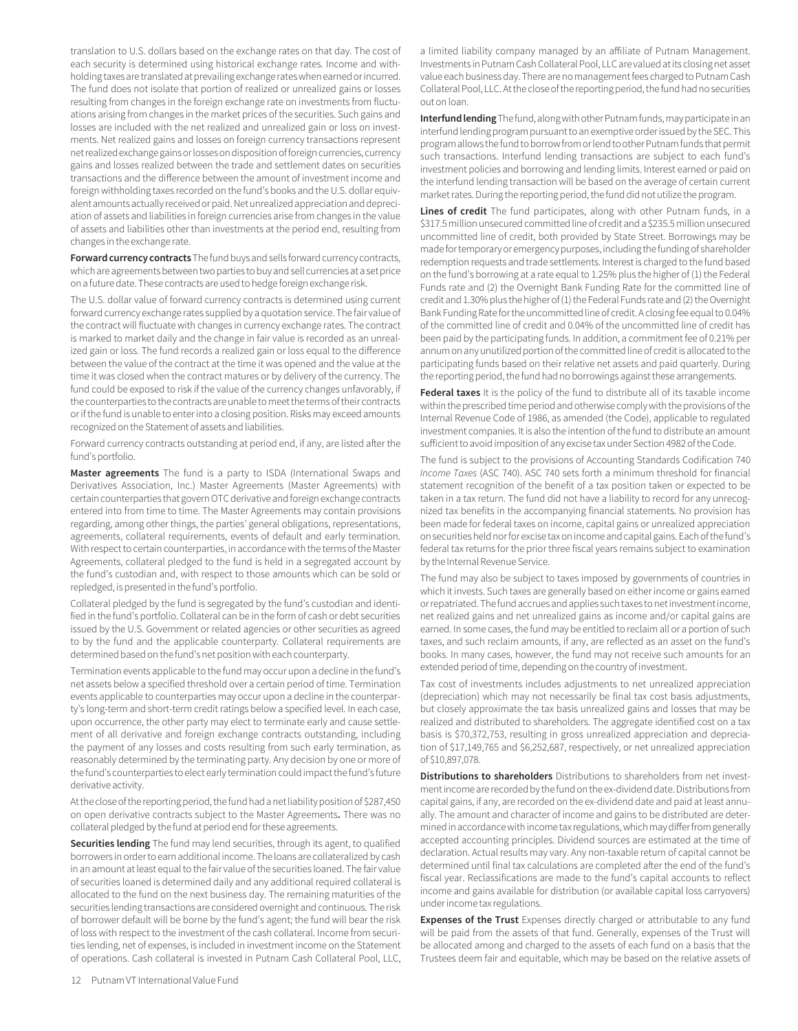translation to U.S. dollars based on the exchange rates on that day. The cost of each security is determined using historical exchange rates. Income and withholding taxes are translated at prevailing exchange rates when earned or incurred. The fund does not isolate that portion of realized or unrealized gains or losses resulting from changes in the foreign exchange rate on investments from fluctuations arising from changes in the market prices of the securities. Such gains and losses are included with the net realized and unrealized gain or loss on investments. Net realized gains and losses on foreign currency transactions represent net realized exchange gains or losses on disposition of foreign currencies, currency gains and losses realized between the trade and settlement dates on securities transactions and the difference between the amount of investment income and foreign withholding taxes recorded on the fund's books and the U.S. dollar equivalent amounts actually received or paid. Net unrealized appreciation and depreciation of assets and liabilities in foreign currencies arise from changes in the value of assets and liabilities other than investments at the period end, resulting from changes in the exchange rate.

**Forward currency contracts** The fund buys and sells forward currency contracts, which are agreements between two parties to buy and sell currencies at a set price on a future date. These contracts are used to hedge foreign exchange risk.

The U.S. dollar value of forward currency contracts is determined using current forward currency exchange rates supplied by a quotation service. The fair value of the contract will fluctuate with changes in currency exchange rates. The contract is marked to market daily and the change in fair value is recorded as an unrealized gain or loss. The fund records a realized gain or loss equal to the difference between the value of the contract at the time it was opened and the value at the time it was closed when the contract matures or by delivery of the currency. The fund could be exposed to risk if the value of the currency changes unfavorably, if the counterparties to the contracts are unable to meet the terms of their contracts or if the fund is unable to enter into a closing position. Risks may exceed amounts recognized on the Statement of assets and liabilities.

Forward currency contracts outstanding at period end, if any, are listed after the fund's portfolio.

**Master agreements** The fund is a party to ISDA (International Swaps and Derivatives Association, Inc.) Master Agreements (Master Agreements) with certain counterparties that govern OTC derivative and foreign exchange contracts entered into from time to time. The Master Agreements may contain provisions regarding, among other things, the parties' general obligations, representations, agreements, collateral requirements, events of default and early termination. With respect to certain counterparties, in accordance with the terms of the Master Agreements, collateral pledged to the fund is held in a segregated account by the fund's custodian and, with respect to those amounts which can be sold or repledged, is presented in the fund's portfolio.

Collateral pledged by the fund is segregated by the fund's custodian and identified in the fund's portfolio. Collateral can be in the form of cash or debt securities issued by the U.S. Government or related agencies or other securities as agreed to by the fund and the applicable counterparty. Collateral requirements are determined based on the fund's net position with each counterparty.

Termination events applicable to the fund may occur upon a decline in the fund's net assets below a specified threshold over a certain period of time. Termination events applicable to counterparties may occur upon a decline in the counterparty's long-term and short-term credit ratings below a specified level. In each case, upon occurrence, the other party may elect to terminate early and cause settlement of all derivative and foreign exchange contracts outstanding, including the payment of any losses and costs resulting from such early termination, as reasonably determined by the terminating party. Any decision by one or more of the fund's counterparties to elect early termination could impact the fund's future derivative activity.

At the close of the reporting period, the fund had a net liability position of $287,450 on open derivative contracts subject to the Master Agreements**.** There was no collateral pledged by the fund at period end for these agreements.

**Securities lending** The fund may lend securities, through its agent, to qualified borrowers in order to earn additional income. The loans are collateralized by cash in an amount at least equal to the fair value of the securities loaned. The fair value of securities loaned is determined daily and any additional required collateral is allocated to the fund on the next business day. The remaining maturities of the securities lending transactions are considered overnight and continuous. The risk of borrower default will be borne by the fund's agent; the fund will bear the risk of loss with respect to the investment of the cash collateral. Income from securities lending, net of expenses, is included in investment income on the Statement of operations. Cash collateral is invested in Putnam Cash Collateral Pool, LLC, a limited liability company managed by an affiliate of Putnam Management. Investments in Putnam Cash Collateral Pool, LLC are valued at its closing net asset value each business day. There are no management fees charged to Putnam Cash Collateral Pool, LLC. At the close of the reporting period, the fund had no securities out on loan.

**Interfund lending** The fund, along with other Putnam funds, may participate in an interfund lending program pursuant to an exemptive order issued by the SEC. This program allows the fund to borrow from or lend to other Putnam funds that permit such transactions. Interfund lending transactions are subject to each fund's investment policies and borrowing and lending limits. Interest earned or paid on the interfund lending transaction will be based on the average of certain current market rates. During the reporting period, the fund did not utilize the program.

**Lines of credit** The fund participates, along with other Putnam funds, in a $317.5 million unsecured committed line of credit and a $235.5 million unsecured uncommitted line of credit, both provided by State Street. Borrowings may be made for temporary or emergency purposes, including the funding of shareholder redemption requests and trade settlements. Interest is charged to the fund based on the fund's borrowing at a rate equal to 1.25% plus the higher of (1) the Federal Funds rate and (2) the Overnight Bank Funding Rate for the committed line of credit and 1.30% plus the higher of (1) the Federal Funds rate and (2) the Overnight Bank Funding Rate for the uncommitted line of credit. A closing fee equal to 0.04% of the committed line of credit and 0.04% of the uncommitted line of credit has been paid by the participating funds. In addition, a commitment fee of 0.21% per annum on any unutilized portion of the committed line of credit is allocated to the participating funds based on their relative net assets and paid quarterly. During the reporting period, the fund had no borrowings against these arrangements.

**Federal taxes** It is the policy of the fund to distribute all of its taxable income within the prescribed time period and otherwise comply with the provisions of the Internal Revenue Code of 1986, as amended (the Code), applicable to regulated investment companies. It is also the intention of the fund to distribute an amount sufficient to avoid imposition of any excise tax under Section 4982 of the Code.

The fund is subject to the provisions of Accounting Standards Codification 740 *Income Taxes* (ASC 740). ASC 740 sets forth a minimum threshold for financial statement recognition of the benefit of a tax position taken or expected to be taken in a tax return. The fund did not have a liability to record for any unrecognized tax benefits in the accompanying financial statements. No provision has been made for federal taxes on income, capital gains or unrealized appreciation on securities held nor for excise tax on income and capital gains. Each of the fund's federal tax returns for the prior three fiscal years remains subject to examination by the Internal Revenue Service.

The fund may also be subject to taxes imposed by governments of countries in which it invests. Such taxes are generally based on either income or gains earned or repatriated. The fund accrues and applies such taxes to net investment income, net realized gains and net unrealized gains as income and/or capital gains are earned. In some cases, the fund may be entitled to reclaim all or a portion of such taxes, and such reclaim amounts, if any, are reflected as an asset on the fund's books. In many cases, however, the fund may not receive such amounts for an extended period of time, depending on the country of investment.

Tax cost of investments includes adjustments to net unrealized appreciation (depreciation) which may not necessarily be final tax cost basis adjustments, but closely approximate the tax basis unrealized gains and losses that may be realized and distributed to shareholders. The aggregate identified cost on a tax basis is $70,372,753, resulting in gross unrealized appreciation and depreciation of $17,149,765 and $6,252,687, respectively, or net unrealized appreciation of $10,897,078.

**Distributions to shareholders** Distributions to shareholders from net investment income are recorded by the fund on the ex-dividend date. Distributions from capital gains, if any, are recorded on the ex-dividend date and paid at least annually. The amount and character of income and gains to be distributed are determined in accordance with income tax regulations, which may differ from generally accepted accounting principles. Dividend sources are estimated at the time of declaration. Actual results may vary. Any non-taxable return of capital cannot be determined until final tax calculations are completed after the end of the fund's fiscal year. Reclassifications are made to the fund's capital accounts to reflect income and gains available for distribution (or available capital loss carryovers) under income tax regulations.

**Expenses of the Trust** Expenses directly charged or attributable to any fund will be paid from the assets of that fund. Generally, expenses of the Trust will be allocated among and charged to the assets of each fund on a basis that the Trustees deem fair and equitable, which may be based on the relative assets of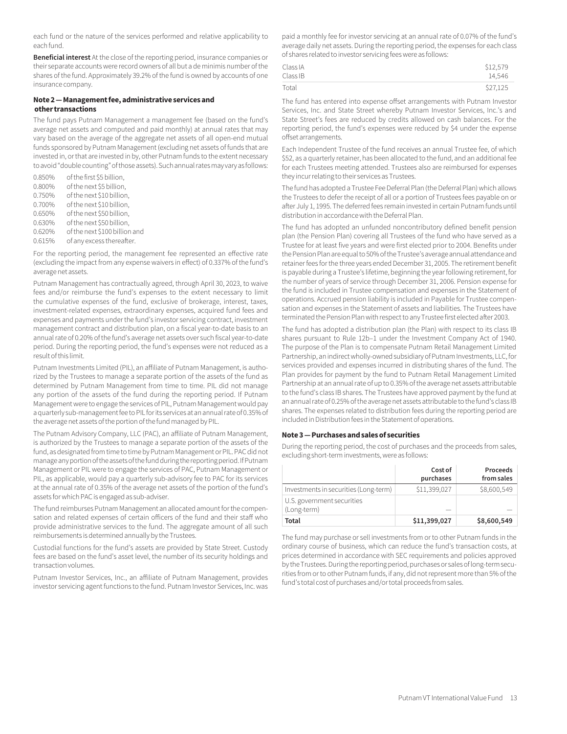each fund or the nature of the services performed and relative applicability to each fund.

**Beneficial interest** At the close of the reporting period, insurance companies or their separate accounts were record owners of all but a de minimis number of the shares of the fund. Approximately 39.2% of the fund is owned by accounts of one insurance company.

#### Note 2 — Management fee, administrative services and other transactions

The fund pays Putnam Management a management fee (based on the fund's average net assets and computed and paid monthly) at annual rates that may vary based on the average of the aggregate net assets of all open-end mutual funds sponsored by Putnam Management (excluding net assets of funds that are invested in, or that are invested in by, other Putnam funds to the extent necessary to avoid "double counting" of those assets). Such annual rates may vary as follows:

| | |
|---|---|
| 0.850% | of the first $5 billion, |
| 0.800% | of the next $5 billion, |
| 0.750% | of the next $10 billion, |
| 0.700% | of the next $10 billion, |
| 0.650% | of the next $50 billion, |
| 0.630% | of the next $50 billion, |
| 0.620% | of the next $100 billion and |
| 0.615% | of any excess thereafter. |

For the reporting period, the management fee represented an effective rate (excluding the impact from any expense waivers in effect) of 0.337% of the fund's average net assets.

Putnam Management has contractually agreed, through April 30, 2023, to waive fees and/or reimburse the fund's expenses to the extent necessary to limit the cumulative expenses of the fund, exclusive of brokerage, interest, taxes, investment-related expenses, extraordinary expenses, acquired fund fees and expenses and payments under the fund's investor servicing contract, investment management contract and distribution plan, on a fiscal year-to-date basis to an annual rate of 0.20% of the fund's average net assets over such fiscal year-to-date period. During the reporting period, the fund's expenses were not reduced as a result of this limit.

Putnam Investments Limited (PIL), an affiliate of Putnam Management, is authorized by the Trustees to manage a separate portion of the assets of the fund as determined by Putnam Management from time to time. PIL did not manage any portion of the assets of the fund during the reporting period. If Putnam Management were to engage the services of PIL, Putnam Management would pay a quarterly sub-management fee to PIL for its services at an annual rate of 0.35% of the average net assets of the portion of the fund managed by PIL.

The Putnam Advisory Company, LLC (PAC), an affiliate of Putnam Management, is authorized by the Trustees to manage a separate portion of the assets of the fund, as designated from time to time by Putnam Management or PIL. PAC did not manage any portion of the assets of the fund during the reporting period. If Putnam Management or PIL were to engage the services of PAC, Putnam Management or PIL, as applicable, would pay a quarterly sub-advisory fee to PAC for its services at the annual rate of 0.35% of the average net assets of the portion of the fund's assets for which PAC is engaged as sub-adviser.

The fund reimburses Putnam Management an allocated amount for the compensation and related expenses of certain officers of the fund and their staff who provide administrative services to the fund. The aggregate amount of all such reimbursements is determined annually by the Trustees.

Custodial functions for the fund's assets are provided by State Street. Custody fees are based on the fund's asset level, the number of its security holdings and transaction volumes.

Putnam Investor Services, Inc., an affiliate of Putnam Management, provides investor servicing agent functions to the fund. Putnam Investor Services, Inc. was paid a monthly fee for investor servicing at an annual rate of 0.07% of the fund's average daily net assets. During the reporting period, the expenses for each class of shares related to investor servicing fees were as follows:

| | |
|---|---:|
| Class IA | $12,579 |
| Class IB | 14,546 |
| Total | $27,125 |

The fund has entered into expense offset arrangements with Putnam Investor Services, Inc. and State Street whereby Putnam Investor Services, Inc.'s and State Street's fees are reduced by credits allowed on cash balances. For the reporting period, the fund's expenses were reduced by $4 under the expense offset arrangements.

Each Independent Trustee of the fund receives an annual Trustee fee, of which $52, as a quarterly retainer, has been allocated to the fund, and an additional fee for each Trustees meeting attended. Trustees also are reimbursed for expenses they incur relating to their services as Trustees.

The fund has adopted a Trustee Fee Deferral Plan (the Deferral Plan) which allows the Trustees to defer the receipt of all or a portion of Trustees fees payable on or after July 1, 1995. The deferred fees remain invested in certain Putnam funds until distribution in accordance with the Deferral Plan.

The fund has adopted an unfunded noncontributory defined benefit pension plan (the Pension Plan) covering all Trustees of the fund who have served as a Trustee for at least five years and were first elected prior to 2004. Benefits under the Pension Plan are equal to 50% of the Trustee's average annual attendance and retainer fees for the three years ended December 31, 2005. The retirement benefit is payable during a Trustee's lifetime, beginning the year following retirement, for the number of years of service through December 31, 2006. Pension expense for the fund is included in Trustee compensation and expenses in the Statement of operations. Accrued pension liability is included in Payable for Trustee compensation and expenses in the Statement of assets and liabilities. The Trustees have terminated the Pension Plan with respect to any Trustee first elected after 2003.

The fund has adopted a distribution plan (the Plan) with respect to its class IB shares pursuant to Rule 12b–1 under the Investment Company Act of 1940. The purpose of the Plan is to compensate Putnam Retail Management Limited Partnership, an indirect wholly-owned subsidiary of Putnam Investments, LLC, for services provided and expenses incurred in distributing shares of the fund. The Plan provides for payment by the fund to Putnam Retail Management Limited Partnership at an annual rate of up to 0.35% of the average net assets attributable to the fund's class IB shares. The Trustees have approved payment by the fund at an annual rate of 0.25% of the average net assets attributable to the fund's class IB shares. The expenses related to distribution fees during the reporting period are included in Distribution fees in the Statement of operations.

#### Note 3 — Purchases and sales of securities

During the reporting period, the cost of purchases and the proceeds from sales, excluding short-term investments, were as follows:

| | Cost of purchases | Proceeds from sales |
|---|---:|---:|
| Investments in securities (Long-term) | $11,399,027 | $8,600,549 |
| U.S. government securities (Long-term) | — | — |
| **Total** | **$11,399,027** | **$8,600,549** |

The fund may purchase or sell investments from or to other Putnam funds in the ordinary course of business, which can reduce the fund's transaction costs, at prices determined in accordance with SEC requirements and policies approved by the Trustees. During the reporting period, purchases or sales of long-term securities from or to other Putnam funds, if any, did not represent more than 5% of the fund's total cost of purchases and/or total proceeds from sales.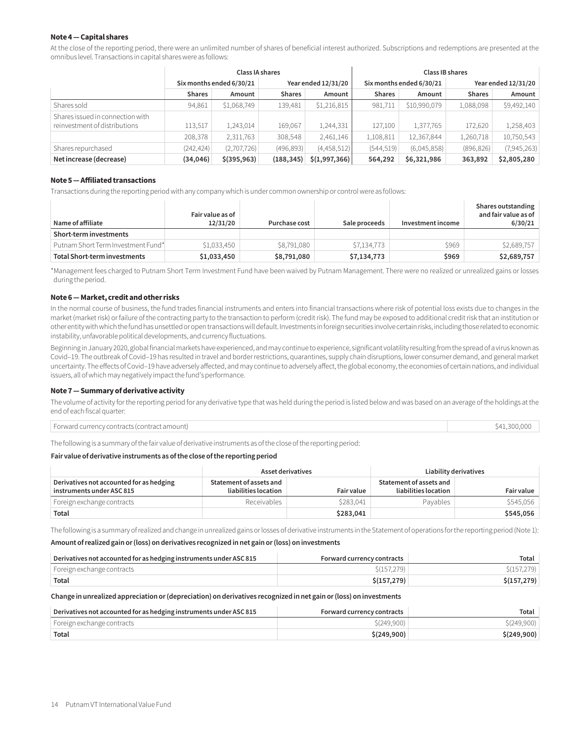**Note 4 — Capital shares**

At the close of the reporting period, there were an unlimited number of shares of beneficial interest authorized. Subscriptions and redemptions are presented at the omnibus level. Transactions in capital shares were as follows:

| | Class IA shares | | | | Class IB shares | | | |
|---|---|---|---|---|---|---|---|---|
| | Six months ended 6/30/21 | | Year ended 12/31/20 | | Six months ended 6/30/21 | | Year ended 12/31/20 | |
| | Shares | Amount | Shares | Amount | Shares | Amount | Shares | Amount |
| Shares sold | 94,861 | $1,068,749 | 139,481 | $1,216,815 | 981,711 | $10,990,079 | 1,088,098 | $9,492,140 |
| Shares issued in connection with reinvestment of distributions | 113,517 | 1,243,014 | 169,067 | 1,244,331 | 127,100 | 1,377,765 | 172,620 | 1,258,403 |
| | 208,378 | 2,311,763 | 308,548 | 2,461,146 | 1,108,811 | 12,367,844 | 1,260,718 | 10,750,543 |
| Shares repurchased | (242,424) | (2,707,726) | (496,893) | (4,458,512) | (544,519) | (6,045,858) | (896,826) | (7,945,263) |
| **Net increase (decrease)** | **(34,046)** | **$(395,963)** | **(188,345)** | **$(1,997,366)** | **564,292** | **$6,321,986** | **363,892** | **$2,805,280** |

**Note 5 — Affiliated transactions**

Transactions during the reporting period with any company which is under common ownership or control were as follows:

| Name of affiliate | Fair value as of 12/31/20 | Purchase cost | Sale proceeds | Investment income | Shares outstanding and fair value as of 6/30/21 |
|---|---|---|---|---|---|
| **Short-term investments** | | | | | |
| Putnam Short Term Investment Fund* | $1,033,450 | $8,791,080 | $7,134,773 | $969 | $2,689,757 |
| **Total Short-term investments** | **$1,033,450** | **$8,791,080** | **$7,134,773** | **$969** | **$2,689,757** |

*Management fees charged to Putnam Short Term Investment Fund have been waived by Putnam Management. There were no realized or unrealized gains or losses during the period.

**Note 6 — Market, credit and other risks**

In the normal course of business, the fund trades financial instruments and enters into financial transactions where risk of potential loss exists due to changes in the market (market risk) or failure of the contracting party to the transaction to perform (credit risk). The fund may be exposed to additional credit risk that an institution or other entity with which the fund has unsettled or open transactions will default. Investments in foreign securities involve certain risks, including those related to economic instability, unfavorable political developments, and currency fluctuations.

Beginning in January 2020, global financial markets have experienced, and may continue to experience, significant volatility resulting from the spread of a virus known as Covid–19. The outbreak of Covid–19 has resulted in travel and border restrictions, quarantines, supply chain disruptions, lower consumer demand, and general market uncertainty. The effects of Covid–19 have adversely affected, and may continue to adversely affect, the global economy, the economies of certain nations, and individual issuers, all of which may negatively impact the fund's performance.

**Note 7 — Summary of derivative activity**

The volume of activity for the reporting period for any derivative type that was held during the period is listed below and was based on an average of the holdings at the end of each fiscal quarter:

| | |
|---|---|
| Forward currency contracts (contract amount) | $41,300,000 |

The following is a summary of the fair value of derivative instruments as of the close of the reporting period:

**Fair value of derivative instruments as of the close of the reporting period**

| | Asset derivatives | | Liability derivatives | |
|---|---|---|---|---|
| Derivatives not accounted for as hedging instruments under ASC 815 | Statement of assets and liabilities location | Fair value | Statement of assets and liabilities location | Fair value |
| Foreign exchange contracts | Receivables | $283,041 | Payables | $545,056 |
| **Total** | | **$283,041** | | **$545,056** |

The following is a summary of realized and change in unrealized gains or losses of derivative instruments in the Statement of operations for the reporting period (Note 1):

**Amount of realized gain or (loss) on derivatives recognized in net gain or (loss) on investments**

| Derivatives not accounted for as hedging instruments under ASC 815 | Forward currency contracts | Total |
|---|---|---|
| Foreign exchange contracts | $(157,279) | $(157,279) |
| **Total** | **$(157,279)** | **$(157,279)** |

**Change in unrealized appreciation or (depreciation) on derivatives recognized in net gain or (loss) on investments**

| Derivatives not accounted for as hedging instruments under ASC 815 | Forward currency contracts | Total |
|---|---|---|
| Foreign exchange contracts | $(249,900) | $(249,900) |
| **Total** | **$(249,900)** | **$(249,900)** |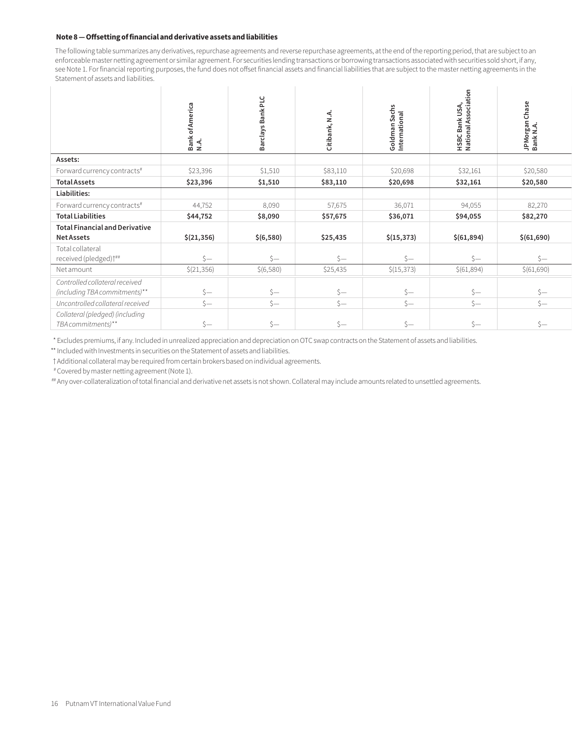**Note 8 — Offsetting of financial and derivative assets and liabilities**

The following table summarizes any derivatives, repurchase agreements and reverse repurchase agreements, at the end of the reporting period, that are subject to an enforceable master netting agreement or similar agreement. For securities lending transactions or borrowing transactions associated with securities sold short, if any, see Note 1. For financial reporting purposes, the fund does not offset financial assets and financial liabilities that are subject to the master netting agreements in the Statement of assets and liabilities.

| | Bank of America N.A. | Barclays Bank PLC | Citibank, N.A. | Goldman Sachs International | HSBC Bank USA, National Association | JPMorgan Chase Bank N.A. |
|---|---|---|---|---|---|---|
| **Assets:** | | | | | | |
| Forward currency contracts# | $23,396 | $1,510 | $83,110 | $20,698 | $32,161 | $20,580 |
| **Total Assets** | **$23,396** | **$1,510** | **$83,110** | **$20,698** | **$32,161** | **$20,580** |
| **Liabilities:** | | | | | | |
| Forward currency contracts# | 44,752 | 8,090 | 57,675 | 36,071 | 94,055 | 82,270 |
| **Total Liabilities** | **$44,752** | **$8,090** | **$57,675** | **$36,071** | **$94,055** | **$82,270** |
| **Total Financial and Derivative Net Assets** | **$(21,356)** | **$(6,580)** | **$25,435** | **$(15,373)** | **$(61,894)** | **$(61,690)** |
| Total collateral received (pledged)†## | $— | $— | $— | $— | $— | $— |
| Net amount | $(21,356) | $(6,580) | $25,435 | $(15,373) | $(61,894) | $(61,690) |
| *Controlled collateral received (including TBA commitments)*** | $— | $— | $— | $— | $— | $— |
| *Uncontrolled collateral received* | $— | $— | $— | $— | $— | $— |
| *Collateral (pledged) (including TBA commitments)*** | $— | $— | $— | $— | $— | $— |

\* Excludes premiums, if any. Included in unrealized appreciation and depreciation on OTC swap contracts on the Statement of assets and liabilities.

** Included with Investments in securities on the Statement of assets and liabilities.

† Additional collateral may be required from certain brokers based on individual agreements.

# Covered by master netting agreement (Note 1).

## Any over-collateralization of total financial and derivative net assets is not shown. Collateral may include amounts related to unsettled agreements.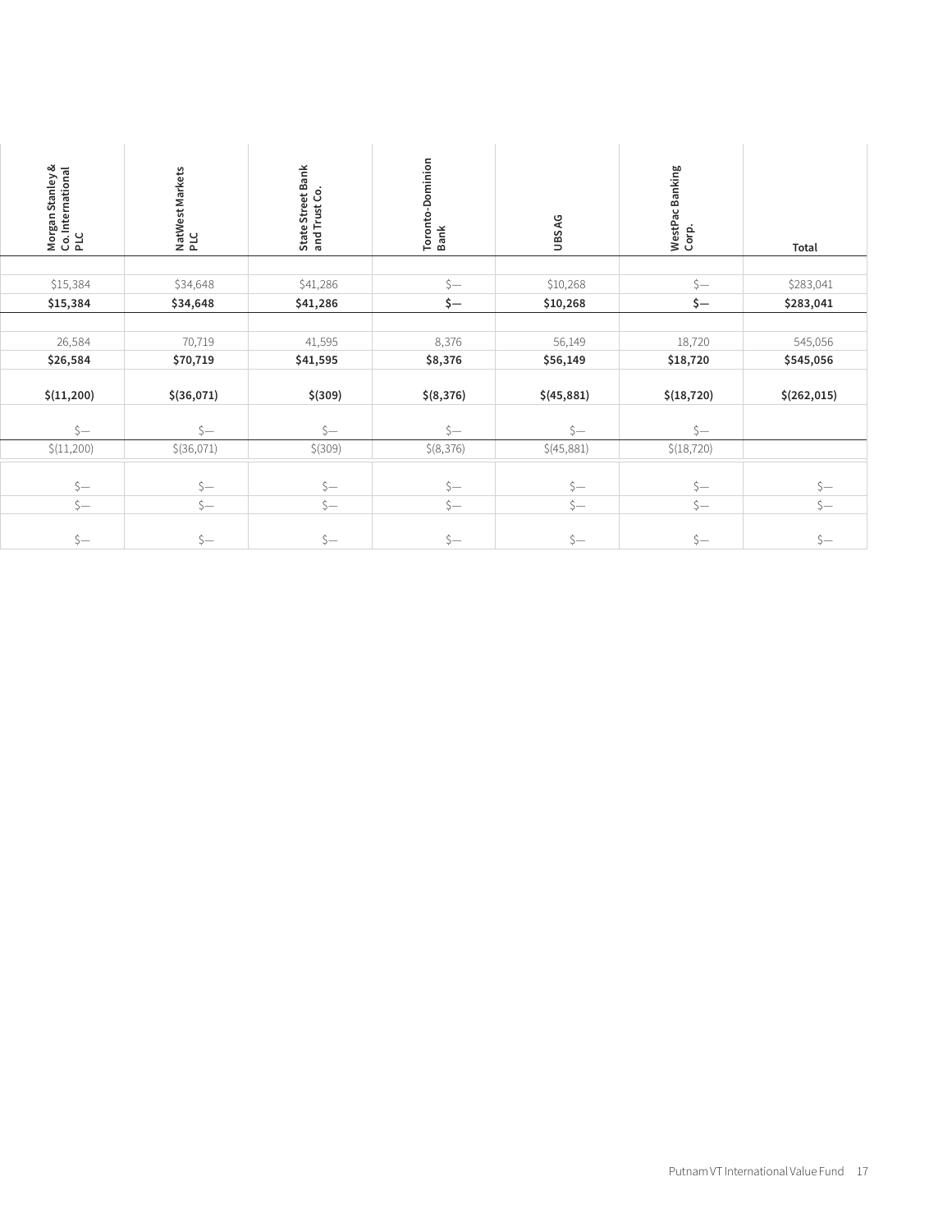| Morgan Stanley & Co. International PLC | NatWest Markets PLC | State Street Bank and Trust Co. | Toronto-Dominion Bank | UBS AG | WestPac Banking Corp. | Total |
|---|---|---|---|---|---|---|
| | | | | | | |
| $15,384 | $34,648 | $41,286 | $— | $10,268 | $— | $283,041 |
| **$15,384** | **$34,648** | **$41,286** | **$—** | **$10,268** | **$—** | **$283,041** |
| | | | | | | |
| 26,584 | 70,719 | 41,595 | 8,376 | 56,149 | 18,720 | 545,056 |
| **$26,584** | **$70,719** | **$41,595** | **$8,376** | **$56,149** | **$18,720** | **$545,056** |
| **$(11,200)** | **$(36,071)** | **$(309)** | **$(8,376)** | **$(45,881)** | **$(18,720)** | **$(262,015)** |
| $— | $— | $— | $— | $— | $— | |
| $(11,200) | $(36,071) | $(309) | $(8,376) | $(45,881) | $(18,720) | |
| $— | $— | $— | $— | $— | $— | $— |
| $— | $— | $— | $— | $— | $— | $— |
| $— | $— | $— | $— | $— | $— | $— |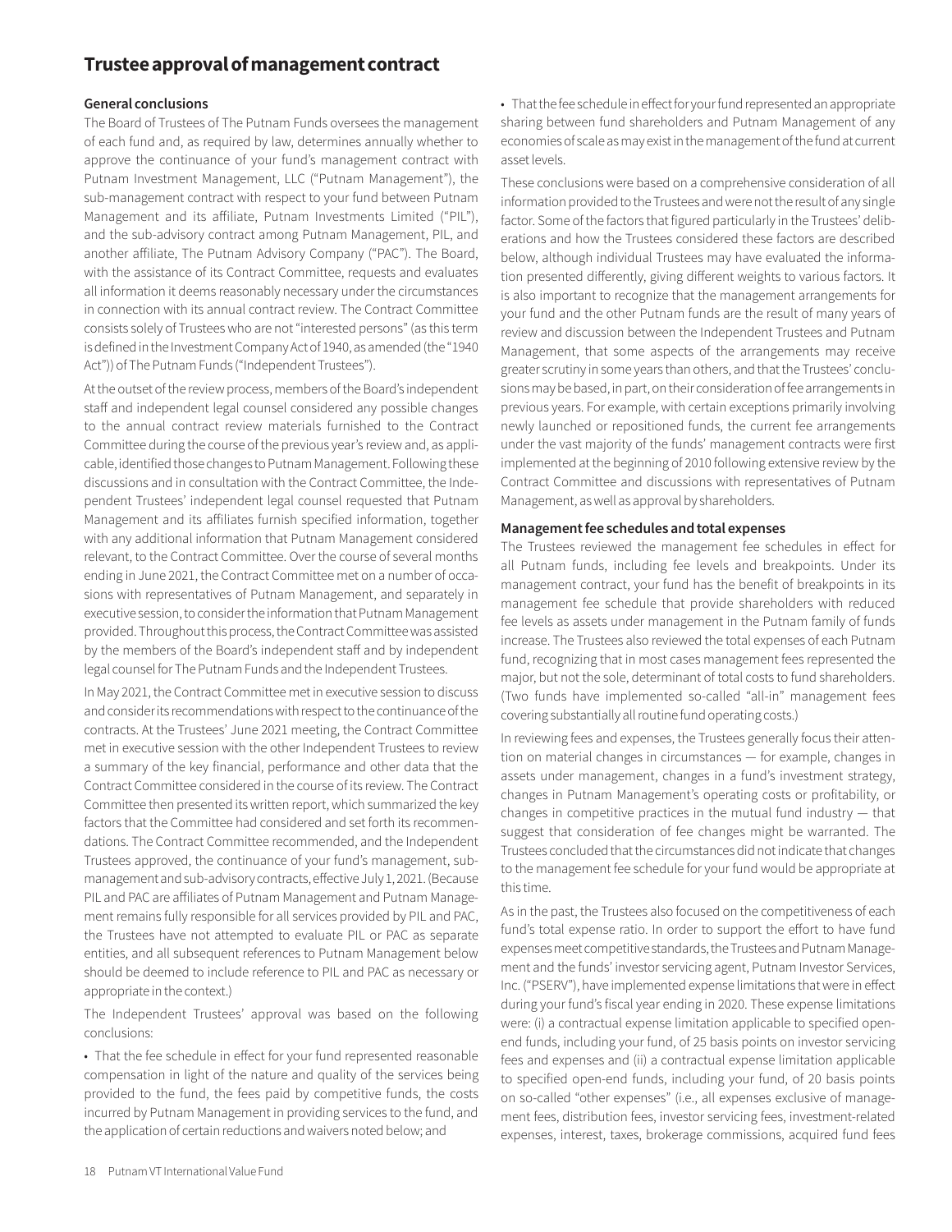# Trustee approval of management contract

### General conclusions

The Board of Trustees of The Putnam Funds oversees the management of each fund and, as required by law, determines annually whether to approve the continuance of your fund's management contract with Putnam Investment Management, LLC ("Putnam Management"), the sub-management contract with respect to your fund between Putnam Management and its affiliate, Putnam Investments Limited ("PIL"), and the sub-advisory contract among Putnam Management, PIL, and another affiliate, The Putnam Advisory Company ("PAC"). The Board, with the assistance of its Contract Committee, requests and evaluates all information it deems reasonably necessary under the circumstances in connection with its annual contract review. The Contract Committee consists solely of Trustees who are not "interested persons" (as this term is defined in the Investment Company Act of 1940, as amended (the "1940 Act")) of The Putnam Funds ("Independent Trustees").

At the outset of the review process, members of the Board's independent staff and independent legal counsel considered any possible changes to the annual contract review materials furnished to the Contract Committee during the course of the previous year's review and, as applicable, identified those changes to Putnam Management. Following these discussions and in consultation with the Contract Committee, the Independent Trustees' independent legal counsel requested that Putnam Management and its affiliates furnish specified information, together with any additional information that Putnam Management considered relevant, to the Contract Committee. Over the course of several months ending in June 2021, the Contract Committee met on a number of occasions with representatives of Putnam Management, and separately in executive session, to consider the information that Putnam Management provided. Throughout this process, the Contract Committee was assisted by the members of the Board's independent staff and by independent legal counsel for The Putnam Funds and the Independent Trustees.

In May 2021, the Contract Committee met in executive session to discuss and consider its recommendations with respect to the continuance of the contracts. At the Trustees' June 2021 meeting, the Contract Committee met in executive session with the other Independent Trustees to review a summary of the key financial, performance and other data that the Contract Committee considered in the course of its review. The Contract Committee then presented its written report, which summarized the key factors that the Committee had considered and set forth its recommendations. The Contract Committee recommended, and the Independent Trustees approved, the continuance of your fund's management, sub-management and sub-advisory contracts, effective July 1, 2021. (Because PIL and PAC are affiliates of Putnam Management and Putnam Management remains fully responsible for all services provided by PIL and PAC, the Trustees have not attempted to evaluate PIL or PAC as separate entities, and all subsequent references to Putnam Management below should be deemed to include reference to PIL and PAC as necessary or appropriate in the context.)

The Independent Trustees' approval was based on the following conclusions:

- That the fee schedule in effect for your fund represented reasonable compensation in light of the nature and quality of the services being provided to the fund, the fees paid by competitive funds, the costs incurred by Putnam Management in providing services to the fund, and the application of certain reductions and waivers noted below; and
- That the fee schedule in effect for your fund represented an appropriate sharing between fund shareholders and Putnam Management of any economies of scale as may exist in the management of the fund at current asset levels.

These conclusions were based on a comprehensive consideration of all information provided to the Trustees and were not the result of any single factor. Some of the factors that figured particularly in the Trustees' deliberations and how the Trustees considered these factors are described below, although individual Trustees may have evaluated the information presented differently, giving different weights to various factors. It is also important to recognize that the management arrangements for your fund and the other Putnam funds are the result of many years of review and discussion between the Independent Trustees and Putnam Management, that some aspects of the arrangements may receive greater scrutiny in some years than others, and that the Trustees' conclusions may be based, in part, on their consideration of fee arrangements in previous years. For example, with certain exceptions primarily involving newly launched or repositioned funds, the current fee arrangements under the vast majority of the funds' management contracts were first implemented at the beginning of 2010 following extensive review by the Contract Committee and discussions with representatives of Putnam Management, as well as approval by shareholders.

### Management fee schedules and total expenses

The Trustees reviewed the management fee schedules in effect for all Putnam funds, including fee levels and breakpoints. Under its management contract, your fund has the benefit of breakpoints in its management fee schedule that provide shareholders with reduced fee levels as assets under management in the Putnam family of funds increase. The Trustees also reviewed the total expenses of each Putnam fund, recognizing that in most cases management fees represented the major, but not the sole, determinant of total costs to fund shareholders. (Two funds have implemented so-called "all-in" management fees covering substantially all routine fund operating costs.)

In reviewing fees and expenses, the Trustees generally focus their attention on material changes in circumstances — for example, changes in assets under management, changes in a fund's investment strategy, changes in Putnam Management's operating costs or profitability, or changes in competitive practices in the mutual fund industry — that suggest that consideration of fee changes might be warranted. The Trustees concluded that the circumstances did not indicate that changes to the management fee schedule for your fund would be appropriate at this time.

As in the past, the Trustees also focused on the competitiveness of each fund's total expense ratio. In order to support the effort to have fund expenses meet competitive standards, the Trustees and Putnam Management and the funds' investor servicing agent, Putnam Investor Services, Inc. ("PSERV"), have implemented expense limitations that were in effect during your fund's fiscal year ending in 2020. These expense limitations were: (i) a contractual expense limitation applicable to specified open-end funds, including your fund, of 25 basis points on investor servicing fees and expenses and (ii) a contractual expense limitation applicable to specified open-end funds, including your fund, of 20 basis points on so-called "other expenses" (i.e., all expenses exclusive of management fees, distribution fees, investor servicing fees, investment-related expenses, interest, taxes, brokerage commissions, acquired fund fees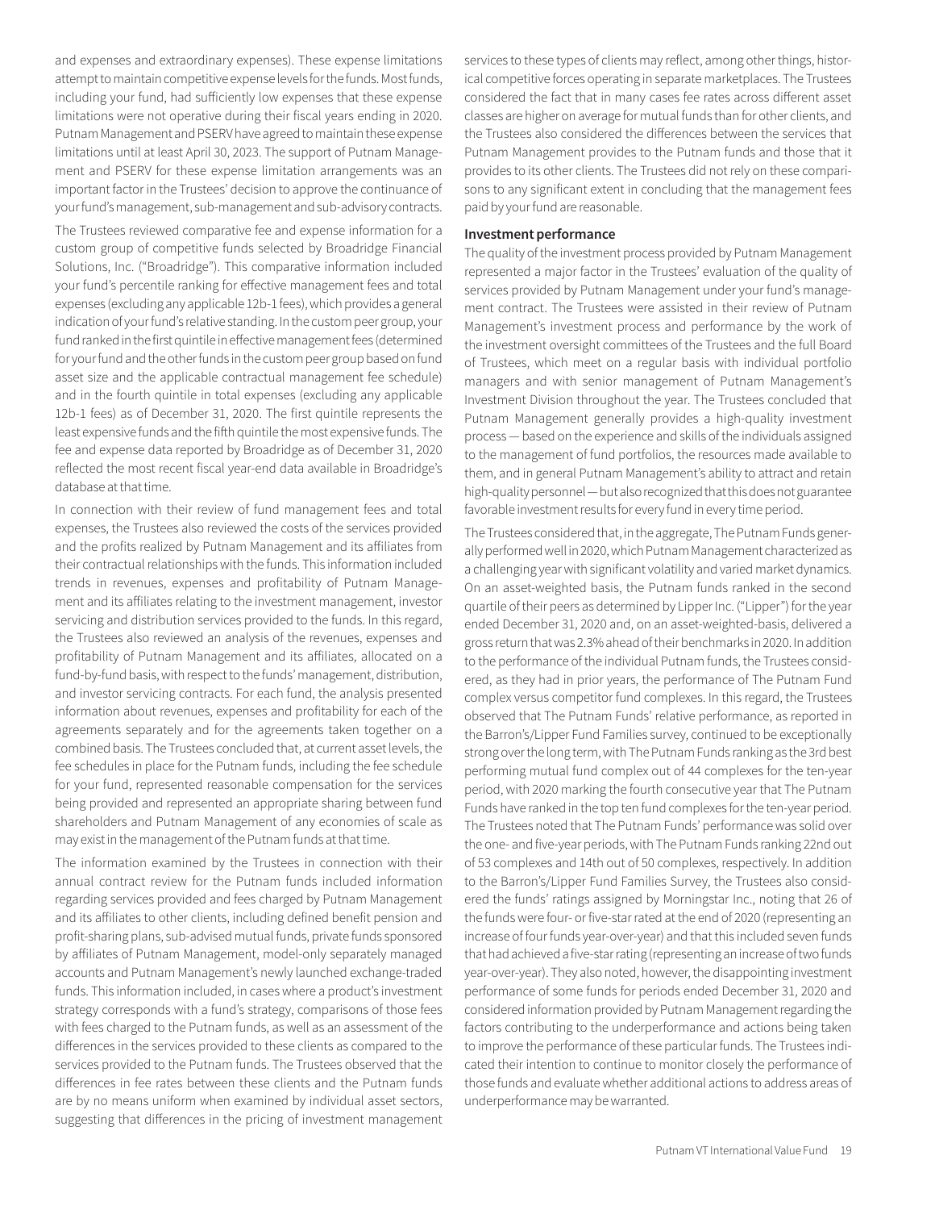and expenses and extraordinary expenses). These expense limitations attempt to maintain competitive expense levels for the funds. Most funds, including your fund, had sufficiently low expenses that these expense limitations were not operative during their fiscal years ending in 2020. Putnam Management and PSERV have agreed to maintain these expense limitations until at least April 30, 2023. The support of Putnam Management and PSERV for these expense limitation arrangements was an important factor in the Trustees' decision to approve the continuance of your fund's management, sub-management and sub-advisory contracts.

The Trustees reviewed comparative fee and expense information for a custom group of competitive funds selected by Broadridge Financial Solutions, Inc. ("Broadridge"). This comparative information included your fund's percentile ranking for effective management fees and total expenses (excluding any applicable 12b-1 fees), which provides a general indication of your fund's relative standing. In the custom peer group, your fund ranked in the first quintile in effective management fees (determined for your fund and the other funds in the custom peer group based on fund asset size and the applicable contractual management fee schedule) and in the fourth quintile in total expenses (excluding any applicable 12b-1 fees) as of December 31, 2020. The first quintile represents the least expensive funds and the fifth quintile the most expensive funds. The fee and expense data reported by Broadridge as of December 31, 2020 reflected the most recent fiscal year-end data available in Broadridge's database at that time.

In connection with their review of fund management fees and total expenses, the Trustees also reviewed the costs of the services provided and the profits realized by Putnam Management and its affiliates from their contractual relationships with the funds. This information included trends in revenues, expenses and profitability of Putnam Management and its affiliates relating to the investment management, investor servicing and distribution services provided to the funds. In this regard, the Trustees also reviewed an analysis of the revenues, expenses and profitability of Putnam Management and its affiliates, allocated on a fund-by-fund basis, with respect to the funds' management, distribution, and investor servicing contracts. For each fund, the analysis presented information about revenues, expenses and profitability for each of the agreements separately and for the agreements taken together on a combined basis. The Trustees concluded that, at current asset levels, the fee schedules in place for the Putnam funds, including the fee schedule for your fund, represented reasonable compensation for the services being provided and represented an appropriate sharing between fund shareholders and Putnam Management of any economies of scale as may exist in the management of the Putnam funds at that time.

The information examined by the Trustees in connection with their annual contract review for the Putnam funds included information regarding services provided and fees charged by Putnam Management and its affiliates to other clients, including defined benefit pension and profit-sharing plans, sub-advised mutual funds, private funds sponsored by affiliates of Putnam Management, model-only separately managed accounts and Putnam Management's newly launched exchange-traded funds. This information included, in cases where a product's investment strategy corresponds with a fund's strategy, comparisons of those fees with fees charged to the Putnam funds, as well as an assessment of the differences in the services provided to these clients as compared to the services provided to the Putnam funds. The Trustees observed that the differences in fee rates between these clients and the Putnam funds are by no means uniform when examined by individual asset sectors, suggesting that differences in the pricing of investment management services to these types of clients may reflect, among other things, historical competitive forces operating in separate marketplaces. The Trustees considered the fact that in many cases fee rates across different asset classes are higher on average for mutual funds than for other clients, and the Trustees also considered the differences between the services that Putnam Management provides to the Putnam funds and those that it provides to its other clients. The Trustees did not rely on these comparisons to any significant extent in concluding that the management fees paid by your fund are reasonable.

**Investment performance**

The quality of the investment process provided by Putnam Management represented a major factor in the Trustees' evaluation of the quality of services provided by Putnam Management under your fund's management contract. The Trustees were assisted in their review of Putnam Management's investment process and performance by the work of the investment oversight committees of the Trustees and the full Board of Trustees, which meet on a regular basis with individual portfolio managers and with senior management of Putnam Management's Investment Division throughout the year. The Trustees concluded that Putnam Management generally provides a high-quality investment process — based on the experience and skills of the individuals assigned to the management of fund portfolios, the resources made available to them, and in general Putnam Management's ability to attract and retain high-quality personnel — but also recognized that this does not guarantee favorable investment results for every fund in every time period.

The Trustees considered that, in the aggregate, The Putnam Funds generally performed well in 2020, which Putnam Management characterized as a challenging year with significant volatility and varied market dynamics. On an asset-weighted basis, the Putnam funds ranked in the second quartile of their peers as determined by Lipper Inc. ("Lipper") for the year ended December 31, 2020 and, on an asset-weighted-basis, delivered a gross return that was 2.3% ahead of their benchmarks in 2020. In addition to the performance of the individual Putnam funds, the Trustees considered, as they had in prior years, the performance of The Putnam Fund complex versus competitor fund complexes. In this regard, the Trustees observed that The Putnam Funds' relative performance, as reported in the Barron's/Lipper Fund Families survey, continued to be exceptionally strong over the long term, with The Putnam Funds ranking as the 3rd best performing mutual fund complex out of 44 complexes for the ten-year period, with 2020 marking the fourth consecutive year that The Putnam Funds have ranked in the top ten fund complexes for the ten-year period. The Trustees noted that The Putnam Funds' performance was solid over the one- and five-year periods, with The Putnam Funds ranking 22nd out of 53 complexes and 14th out of 50 complexes, respectively. In addition to the Barron's/Lipper Fund Families Survey, the Trustees also considered the funds' ratings assigned by Morningstar Inc., noting that 26 of the funds were four- or five-star rated at the end of 2020 (representing an increase of four funds year-over-year) and that this included seven funds that had achieved a five-star rating (representing an increase of two funds year-over-year). They also noted, however, the disappointing investment performance of some funds for periods ended December 31, 2020 and considered information provided by Putnam Management regarding the factors contributing to the underperformance and actions being taken to improve the performance of these particular funds. The Trustees indicated their intention to continue to monitor closely the performance of those funds and evaluate whether additional actions to address areas of underperformance may be warranted.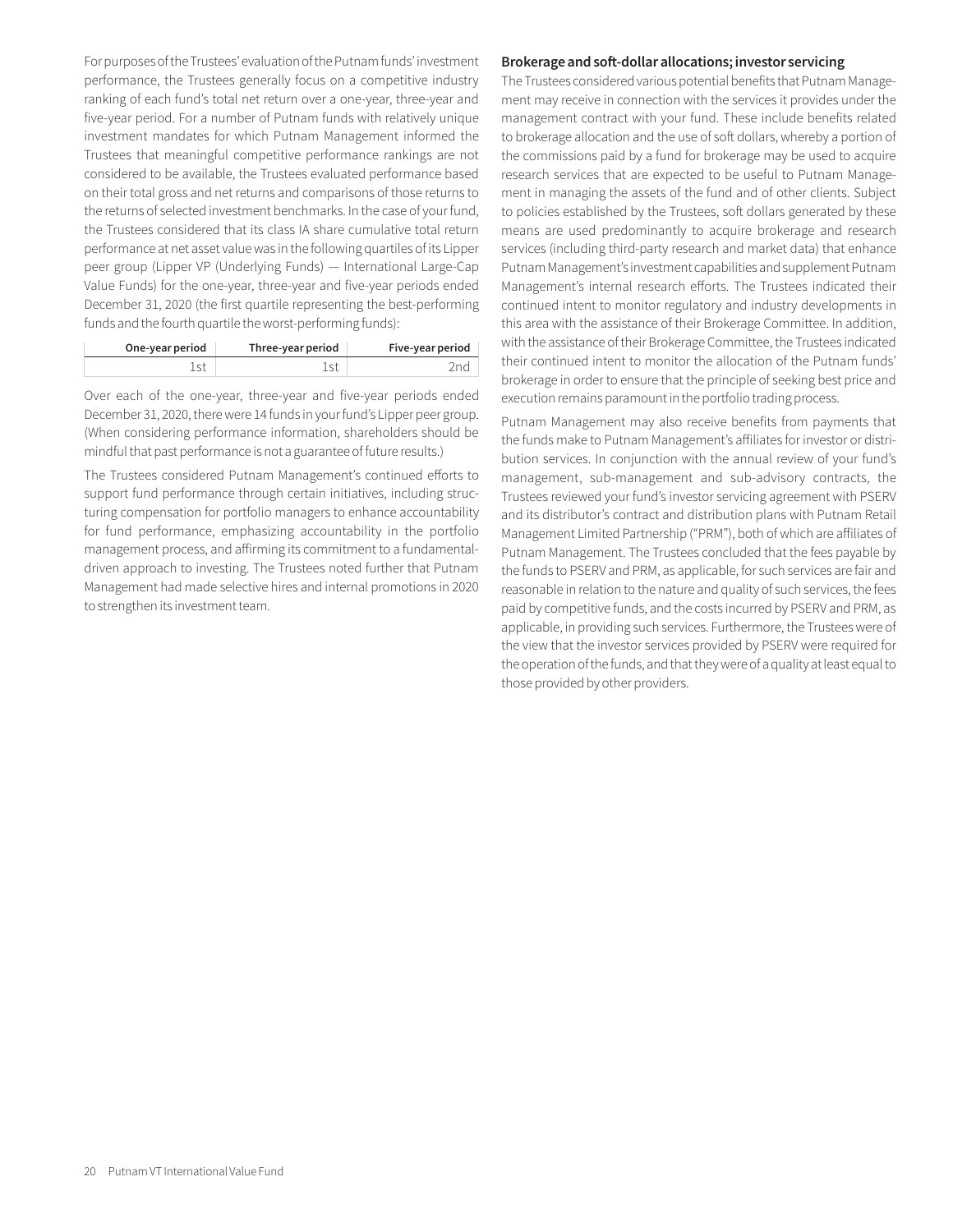For purposes of the Trustees' evaluation of the Putnam funds' investment performance, the Trustees generally focus on a competitive industry ranking of each fund's total net return over a one-year, three-year and five-year period. For a number of Putnam funds with relatively unique investment mandates for which Putnam Management informed the Trustees that meaningful competitive performance rankings are not considered to be available, the Trustees evaluated performance based on their total gross and net returns and comparisons of those returns to the returns of selected investment benchmarks. In the case of your fund, the Trustees considered that its class IA share cumulative total return performance at net asset value was in the following quartiles of its Lipper peer group (Lipper VP (Underlying Funds) — International Large-Cap Value Funds) for the one-year, three-year and five-year periods ended December 31, 2020 (the first quartile representing the best-performing funds and the fourth quartile the worst-performing funds):

| One-year period | Three-year period | Five-year period |
| --- | --- | --- |
| 1st | 1st | 2nd |

Over each of the one-year, three-year and five-year periods ended December 31, 2020, there were 14 funds in your fund's Lipper peer group. (When considering performance information, shareholders should be mindful that past performance is not a guarantee of future results.)

The Trustees considered Putnam Management's continued efforts to support fund performance through certain initiatives, including structuring compensation for portfolio managers to enhance accountability for fund performance, emphasizing accountability in the portfolio management process, and affirming its commitment to a fundamental-driven approach to investing. The Trustees noted further that Putnam Management had made selective hires and internal promotions in 2020 to strengthen its investment team.

**Brokerage and soft-dollar allocations; investor servicing**

The Trustees considered various potential benefits that Putnam Management may receive in connection with the services it provides under the management contract with your fund. These include benefits related to brokerage allocation and the use of soft dollars, whereby a portion of the commissions paid by a fund for brokerage may be used to acquire research services that are expected to be useful to Putnam Management in managing the assets of the fund and of other clients. Subject to policies established by the Trustees, soft dollars generated by these means are used predominantly to acquire brokerage and research services (including third-party research and market data) that enhance Putnam Management's investment capabilities and supplement Putnam Management's internal research efforts. The Trustees indicated their continued intent to monitor regulatory and industry developments in this area with the assistance of their Brokerage Committee. In addition, with the assistance of their Brokerage Committee, the Trustees indicated their continued intent to monitor the allocation of the Putnam funds' brokerage in order to ensure that the principle of seeking best price and execution remains paramount in the portfolio trading process.

Putnam Management may also receive benefits from payments that the funds make to Putnam Management's affiliates for investor or distribution services. In conjunction with the annual review of your fund's management, sub-management and sub-advisory contracts, the Trustees reviewed your fund's investor servicing agreement with PSERV and its distributor's contract and distribution plans with Putnam Retail Management Limited Partnership ("PRM"), both of which are affiliates of Putnam Management. The Trustees concluded that the fees payable by the funds to PSERV and PRM, as applicable, for such services are fair and reasonable in relation to the nature and quality of such services, the fees paid by competitive funds, and the costs incurred by PSERV and PRM, as applicable, in providing such services. Furthermore, the Trustees were of the view that the investor services provided by PSERV were required for the operation of the funds, and that they were of a quality at least equal to those provided by other providers.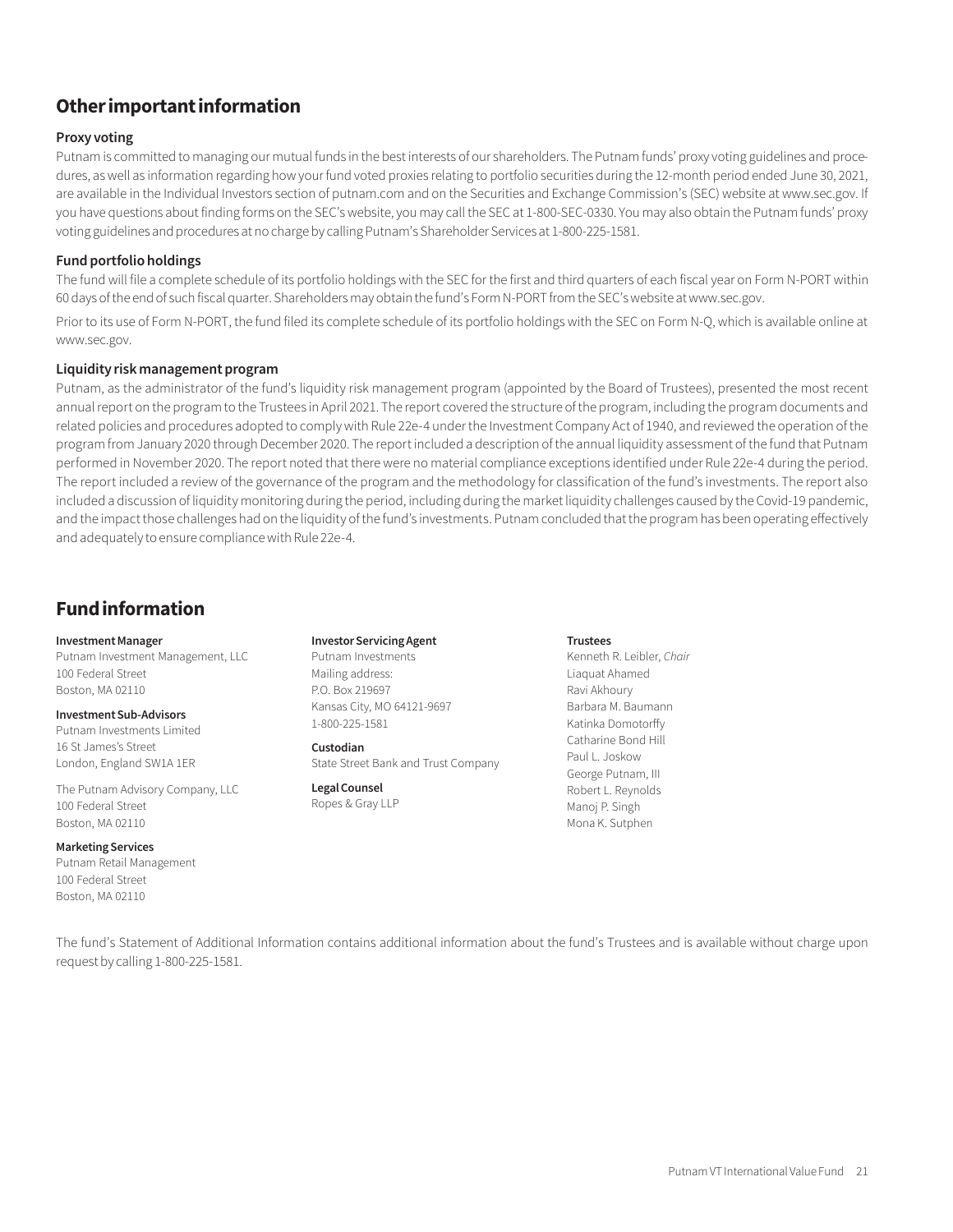## Other important information

### Proxy voting

Putnam is committed to managing our mutual funds in the best interests of our shareholders. The Putnam funds' proxy voting guidelines and procedures, as well as information regarding how your fund voted proxies relating to portfolio securities during the 12-month period ended June 30, 2021, are available in the Individual Investors section of putnam.com and on the Securities and Exchange Commission's (SEC) website at www.sec.gov. If you have questions about finding forms on the SEC's website, you may call the SEC at 1-800-SEC-0330. You may also obtain the Putnam funds' proxy voting guidelines and procedures at no charge by calling Putnam's Shareholder Services at 1-800-225-1581.

### Fund portfolio holdings

The fund will file a complete schedule of its portfolio holdings with the SEC for the first and third quarters of each fiscal year on Form N-PORT within 60 days of the end of such fiscal quarter. Shareholders may obtain the fund's Form N-PORT from the SEC's website at www.sec.gov.

Prior to its use of Form N-PORT, the fund filed its complete schedule of its portfolio holdings with the SEC on Form N-Q, which is available online at www.sec.gov.

### Liquidity risk management program

Putnam, as the administrator of the fund's liquidity risk management program (appointed by the Board of Trustees), presented the most recent annual report on the program to the Trustees in April 2021. The report covered the structure of the program, including the program documents and related policies and procedures adopted to comply with Rule 22e-4 under the Investment Company Act of 1940, and reviewed the operation of the program from January 2020 through December 2020. The report included a description of the annual liquidity assessment of the fund that Putnam performed in November 2020. The report noted that there were no material compliance exceptions identified under Rule 22e-4 during the period. The report included a review of the governance of the program and the methodology for classification of the fund's investments. The report also included a discussion of liquidity monitoring during the period, including during the market liquidity challenges caused by the Covid-19 pandemic, and the impact those challenges had on the liquidity of the fund's investments. Putnam concluded that the program has been operating effectively and adequately to ensure compliance with Rule 22e-4.

## Fund information

**Investment Manager**
Putnam Investment Management, LLC
100 Federal Street
Boston, MA 02110

**Investment Sub-Advisors**
Putnam Investments Limited
16 St James's Street
London, England SW1A 1ER

The Putnam Advisory Company, LLC
100 Federal Street
Boston, MA 02110

**Marketing Services**
Putnam Retail Management
100 Federal Street
Boston, MA 02110

**Investor Servicing Agent**
Putnam Investments
Mailing address:
P.O. Box 219697
Kansas City, MO 64121-9697
1-800-225-1581

**Custodian**
State Street Bank and Trust Company

**Legal Counsel**
Ropes & Gray LLP

**Trustees**
Kenneth R. Leibler, *Chair*
Liaquat Ahamed
Ravi Akhoury
Barbara M. Baumann
Katinka Domotorffy
Catharine Bond Hill
Paul L. Joskow
George Putnam, III
Robert L. Reynolds
Manoj P. Singh
Mona K. Sutphen

The fund's Statement of Additional Information contains additional information about the fund's Trustees and is available without charge upon request by calling 1-800-225-1581.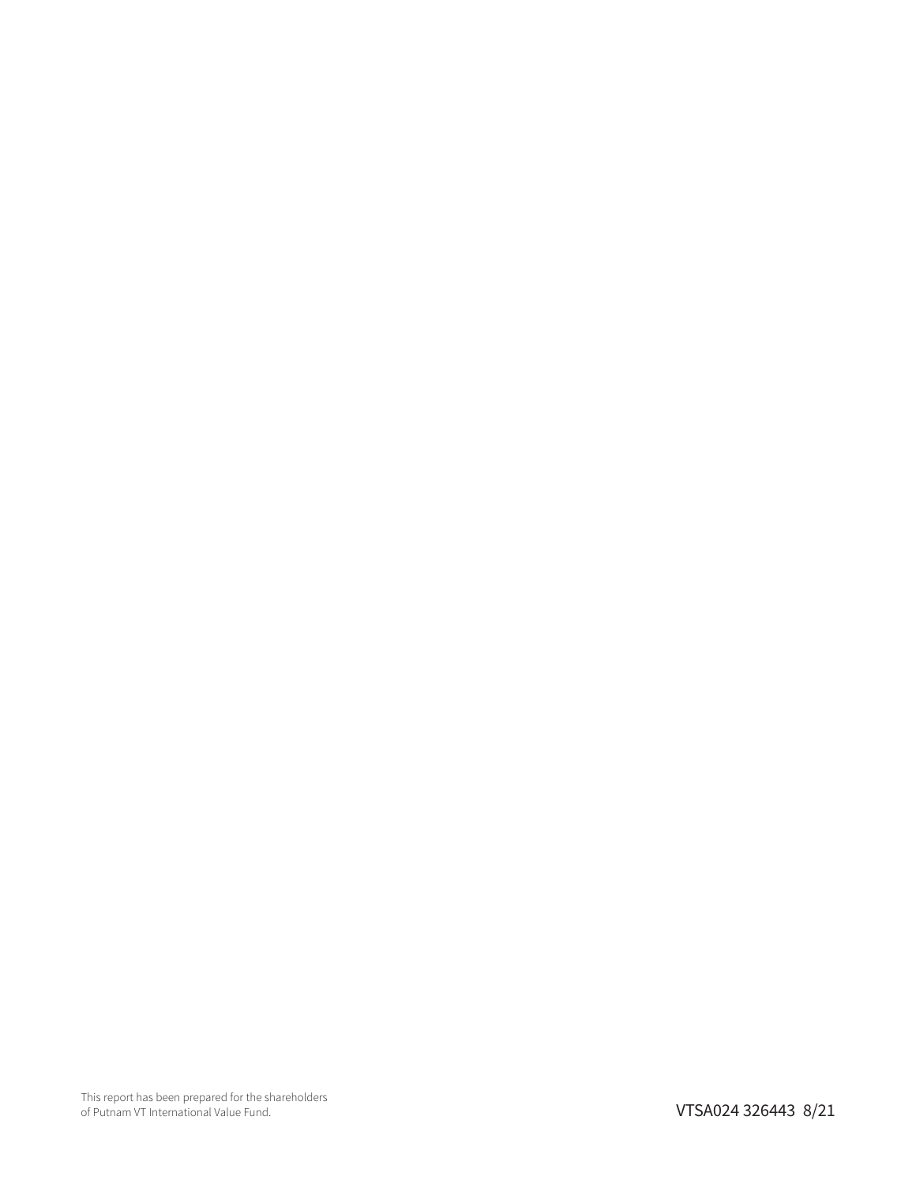This report has been prepared for the shareholders of Putnam VT International Value Fund.

VTSA024 326443 8/21